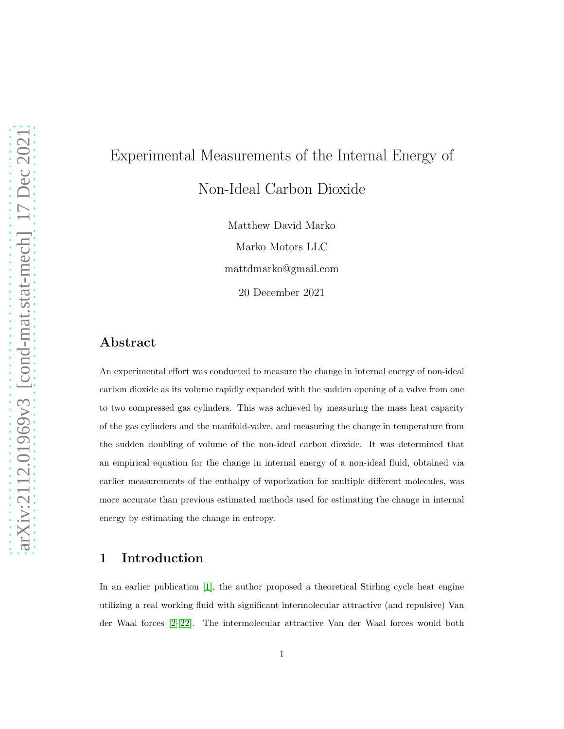# Experimental Measurements of the Internal Energy of Non-Ideal Carbon Dioxide

Matthew David Marko

Marko Motors LLC

mattdmarko@gmail.com

20 December 2021

## Abstract

An experimental effort was conducted to measure the change in internal energy of non-ideal carbon dioxide as its volume rapidly expanded with the sudden opening of a valve from one to two compressed gas cylinders. This was achieved by measuring the mass heat capacity of the gas cylinders and the manifold-valve, and measuring the change in temperature from the sudden doubling of volume of the non-ideal carbon dioxide. It was determined that an empirical equation for the change in internal energy of a non-ideal fluid, obtained via earlier measurements of the enthalpy of vaporization for multiple different molecules, was more accurate than previous estimated methods used for estimating the change in internal energy by estimating the change in entropy.

## 1 Introduction

In an earlier publication [1], the author proposed a theoretical Stirling cycle heat engine utilizing a real working fluid with significant intermolecular attractive (and repulsive) Van der Waal forces [2–22]. The intermolecular attractive Van der Waal forces would both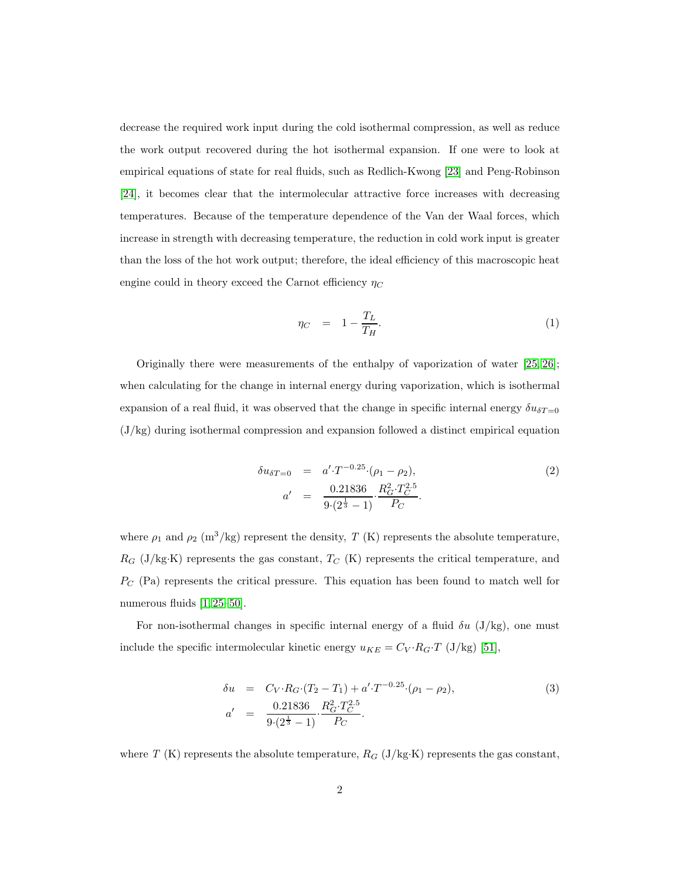decrease the required work input during the cold isothermal compression, as well as reduce the work output recovered during the hot isothermal expansion. If one were to look at empirical equations of state for real fluids, such as Redlich-Kwong [23] and Peng-Robinson [24], it becomes clear that the intermolecular attractive force increases with decreasing temperatures. Because of the temperature dependence of the Van der Waal forces, which increase in strength with decreasing temperature, the reduction in cold work input is greater than the loss of the hot work output; therefore, the ideal efficiency of this macroscopic heat engine could in theory exceed the Carnot efficiency $\eta_C$

$$\eta_C \quad = \quad 1 - \frac{T_L}{T_H}. \tag{1}$$

Originally there were measurements of the enthalpy of vaporization of water [25, 26]; when calculating for the change in internal energy during vaporization, which is isothermal expansion of a real fluid, it was observed that the change in specific internal energy $\delta u_{\delta T=0}$ (J/kg) during isothermal compression and expansion followed a distinct empirical equation

$$\begin{aligned}
\delta u_{\delta T=0} &= a' \cdot T^{-0.25} \cdot (\rho_1 - \rho_2), \\
a' &= \frac{0.21836}{9 \cdot (2^{\frac{1}{3}} - 1)} \cdot \frac{R_G^2 \cdot T_C^{2.5}}{P_C}.
\end{aligned} \tag{2}$$

where $\rho_1$ and $\rho_2$ (m$^3$/kg) represent the density, $T$ (K) represents the absolute temperature, $R_G$ (J/kg·K) represents the gas constant, $T_C$ (K) represents the critical temperature, and $P_C$ (Pa) represents the critical pressure. This equation has been found to match well for numerous fluids [1, 25–50].

For non-isothermal changes in specific internal energy of a fluid $\delta u$ (J/kg), one must include the specific intermolecular kinetic energy $u_{KE} = C_V \cdot R_G \cdot T$ (J/kg) [51],

$$\begin{aligned}
\delta u &= C_V \cdot R_G \cdot (T_2 - T_1) + a' \cdot T^{-0.25} \cdot (\rho_1 - \rho_2), \\
a' &= \frac{0.21836}{9 \cdot (2^{\frac{1}{3}} - 1)} \cdot \frac{R_G^2 \cdot T_C^{2.5}}{P_C}.
\end{aligned} \tag{3}$$

where $T$ (K) represents the absolute temperature, $R_G$ (J/kg·K) represents the gas constant,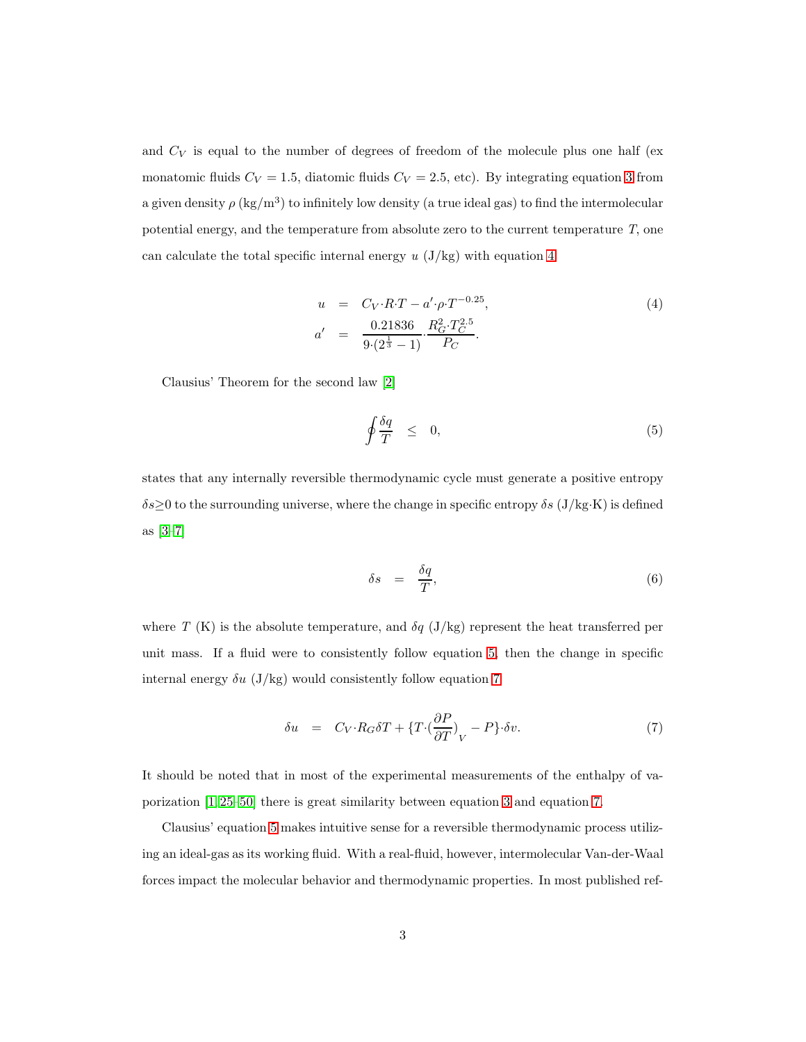and $C_V$ is equal to the number of degrees of freedom of the molecule plus one half (ex monatomic fluids $C_V = 1.5$, diatomic fluids $C_V = 2.5$, etc). By integrating equation 3 from a given density $\rho$ (kg/m$^3$) to infinitely low density (a true ideal gas) to find the intermolecular potential energy, and the temperature from absolute zero to the current temperature $T$, one can calculate the total specific internal energy $u$ (J/kg) with equation 4.

$$
\begin{aligned}
u &= C_V{\cdot}R{\cdot}T - a'{\cdot}\rho{\cdot}T^{-0.25}, \\
a' &= \frac{0.21836}{9{\cdot}(2^{\frac{1}{3}}-1)}{\cdot}\frac{R_G^2{\cdot}T_C^{2.5}}{P_C}.
\end{aligned}
\tag{4}
$$

Clausius' Theorem for the second law [2]

$$
\oint \frac{\delta q}{T} \leq 0, \tag{5}
$$

states that any internally reversible thermodynamic cycle must generate a positive entropy $\delta s{\geq}0$ to the surrounding universe, where the change in specific entropy $\delta s$ (J/kg·K) is defined as [3–7]

$$
\delta s = \frac{\delta q}{T}, \tag{6}
$$

where $T$ (K) is the absolute temperature, and $\delta q$ (J/kg) represent the heat transferred per unit mass. If a fluid were to consistently follow equation 5, then the change in specific internal energy $\delta u$ (J/kg) would consistently follow equation 7

$$
\delta u = C_V{\cdot}R_G\delta T + \{T{\cdot}(\frac{\partial P}{\partial T})_V - P\}{\cdot}\delta v. \tag{7}
$$

It should be noted that in most of the experimental measurements of the enthalpy of vaporization [1, 25–50] there is great similarity between equation 3 and equation 7.

Clausius' equation 5 makes intuitive sense for a reversible thermodynamic process utilizing an ideal-gas as its working fluid. With a real-fluid, however, intermolecular Van-der-Waal forces impact the molecular behavior and thermodynamic properties. In most published ref-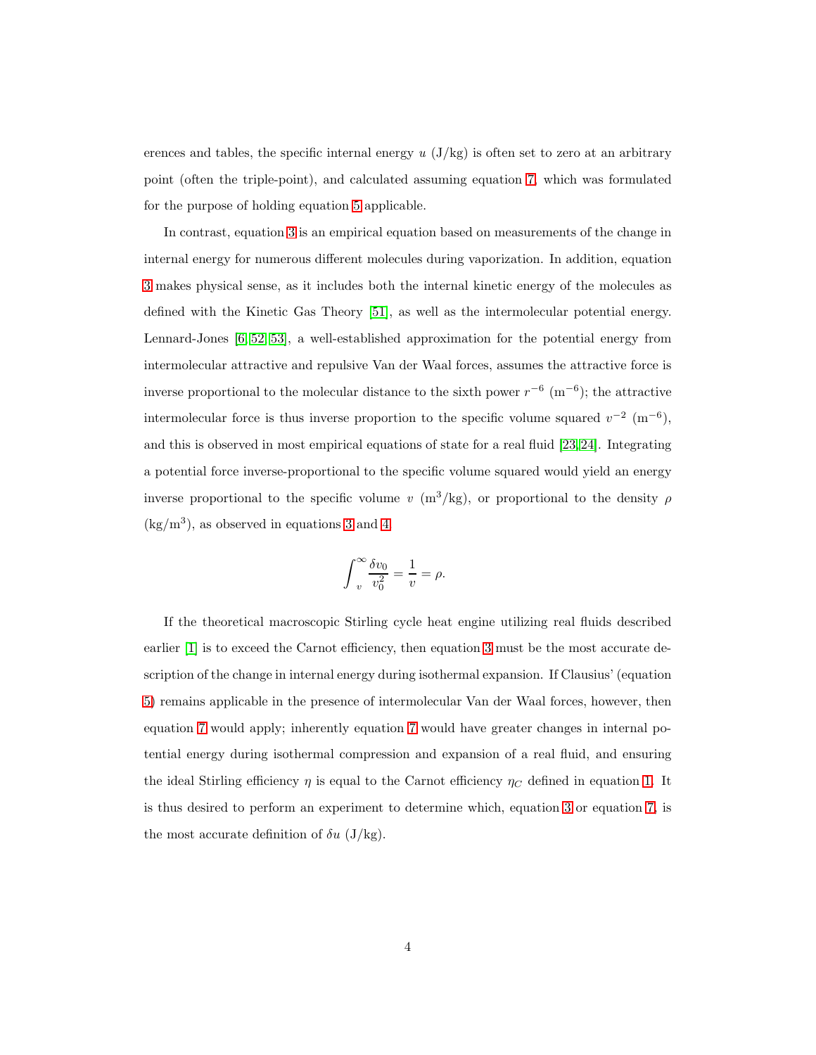erences and tables, the specific internal energy $u$ (J/kg) is often set to zero at an arbitrary point (often the triple-point), and calculated assuming equation 7, which was formulated for the purpose of holding equation 5 applicable.

In contrast, equation 3 is an empirical equation based on measurements of the change in internal energy for numerous different molecules during vaporization. In addition, equation 3 makes physical sense, as it includes both the internal kinetic energy of the molecules as defined with the Kinetic Gas Theory [51], as well as the intermolecular potential energy. Lennard-Jones [6, 52, 53], a well-established approximation for the potential energy from intermolecular attractive and repulsive Van der Waal forces, assumes the attractive force is inverse proportional to the molecular distance to the sixth power $r^{-6}$ ($\text{m}^{-6}$); the attractive intermolecular force is thus inverse proportion to the specific volume squared $v^{-2}$ ($\text{m}^{-6}$), and this is observed in most empirical equations of state for a real fluid [23, 24]. Integrating a potential force inverse-proportional to the specific volume squared would yield an energy inverse proportional to the specific volume $v$ ($\text{m}^3$/kg), or proportional to the density $\rho$ (kg/$\text{m}^3$), as observed in equations 3 and 4.

$$\int_{v}^{\infty} \frac{\delta v_0}{v_0^2} = \frac{1}{v} = \rho.$$

If the theoretical macroscopic Stirling cycle heat engine utilizing real fluids described earlier [1] is to exceed the Carnot efficiency, then equation 3 must be the most accurate description of the change in internal energy during isothermal expansion. If Clausius' (equation 5) remains applicable in the presence of intermolecular Van der Waal forces, however, then equation 7 would apply; inherently equation 7 would have greater changes in internal potential energy during isothermal compression and expansion of a real fluid, and ensuring the ideal Stirling efficiency $\eta$ is equal to the Carnot efficiency $\eta_C$ defined in equation 1. It is thus desired to perform an experiment to determine which, equation 3 or equation 7, is the most accurate definition of $\delta u$ (J/kg).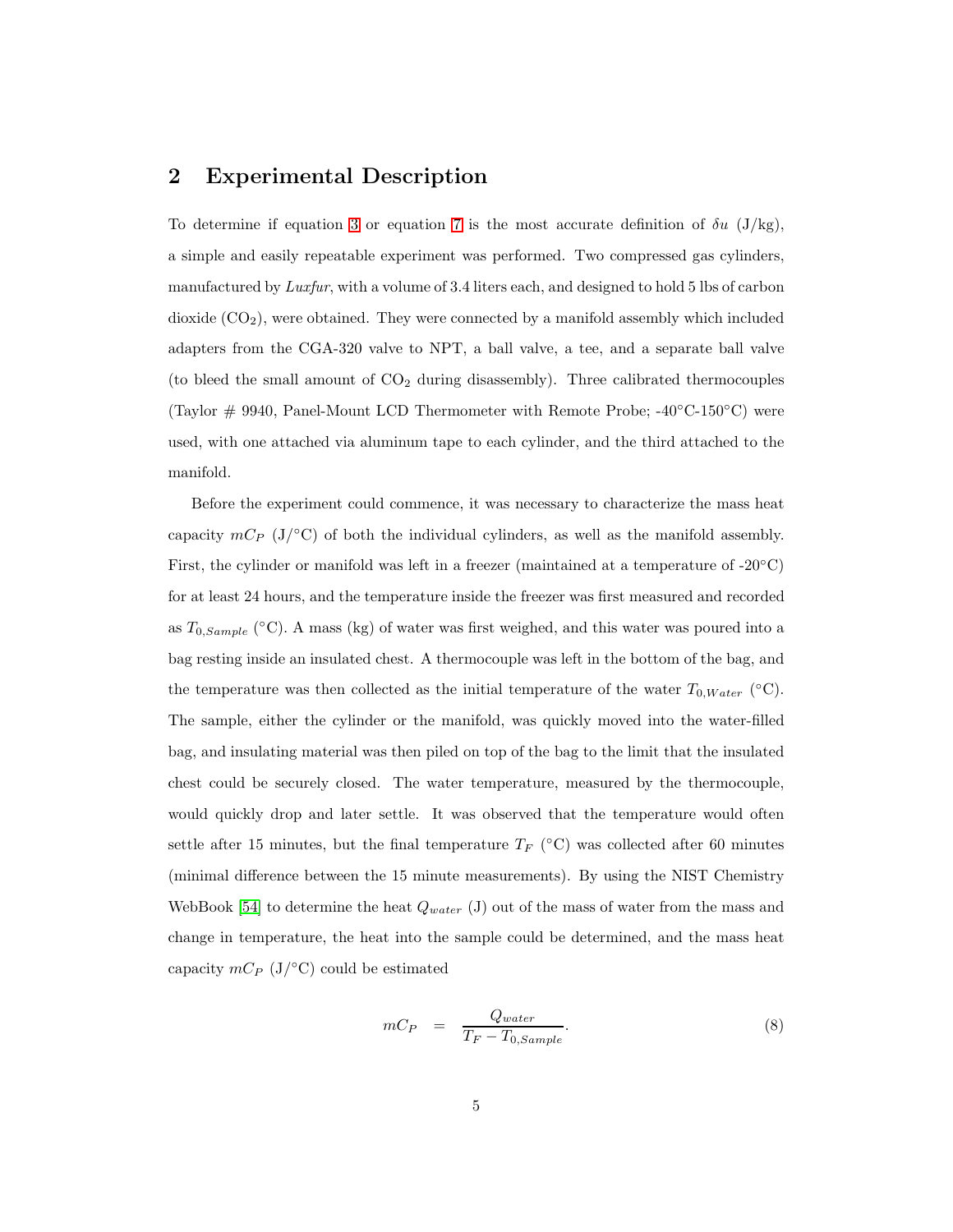## 2 Experimental Description

To determine if equation 3 or equation 7 is the most accurate definition of $\delta u$ (J/kg), a simple and easily repeatable experiment was performed. Two compressed gas cylinders, manufactured by *Luxfur*, with a volume of 3.4 liters each, and designed to hold 5 lbs of carbon dioxide ($CO_2$), were obtained. They were connected by a manifold assembly which included adapters from the CGA-320 valve to NPT, a ball valve, a tee, and a separate ball valve (to bleed the small amount of $CO_2$ during disassembly). Three calibrated thermocouples (Taylor # 9940, Panel-Mount LCD Thermometer with Remote Probe; -40°C-150°C) were used, with one attached via aluminum tape to each cylinder, and the third attached to the manifold.

Before the experiment could commence, it was necessary to characterize the mass heat capacity $mC_P$ (J/°C) of both the individual cylinders, as well as the manifold assembly. First, the cylinder or manifold was left in a freezer (maintained at a temperature of -20°C) for at least 24 hours, and the temperature inside the freezer was first measured and recorded as $T_{0,Sample}$ (°C). A mass (kg) of water was first weighed, and this water was poured into a bag resting inside an insulated chest. A thermocouple was left in the bottom of the bag, and the temperature was then collected as the initial temperature of the water $T_{0,Water}$ (°C). The sample, either the cylinder or the manifold, was quickly moved into the water-filled bag, and insulating material was then piled on top of the bag to the limit that the insulated chest could be securely closed. The water temperature, measured by the thermocouple, would quickly drop and later settle. It was observed that the temperature would often settle after 15 minutes, but the final temperature $T_F$ (°C) was collected after 60 minutes (minimal difference between the 15 minute measurements). By using the NIST Chemistry WebBook [54] to determine the heat $Q_{water}$ (J) out of the mass of water from the mass and change in temperature, the heat into the sample could be determined, and the mass heat capacity $mC_P$ (J/°C) could be estimated

$$mC_P = \frac{Q_{water}}{T_F - T_{0,Sample}}. \tag{8}$$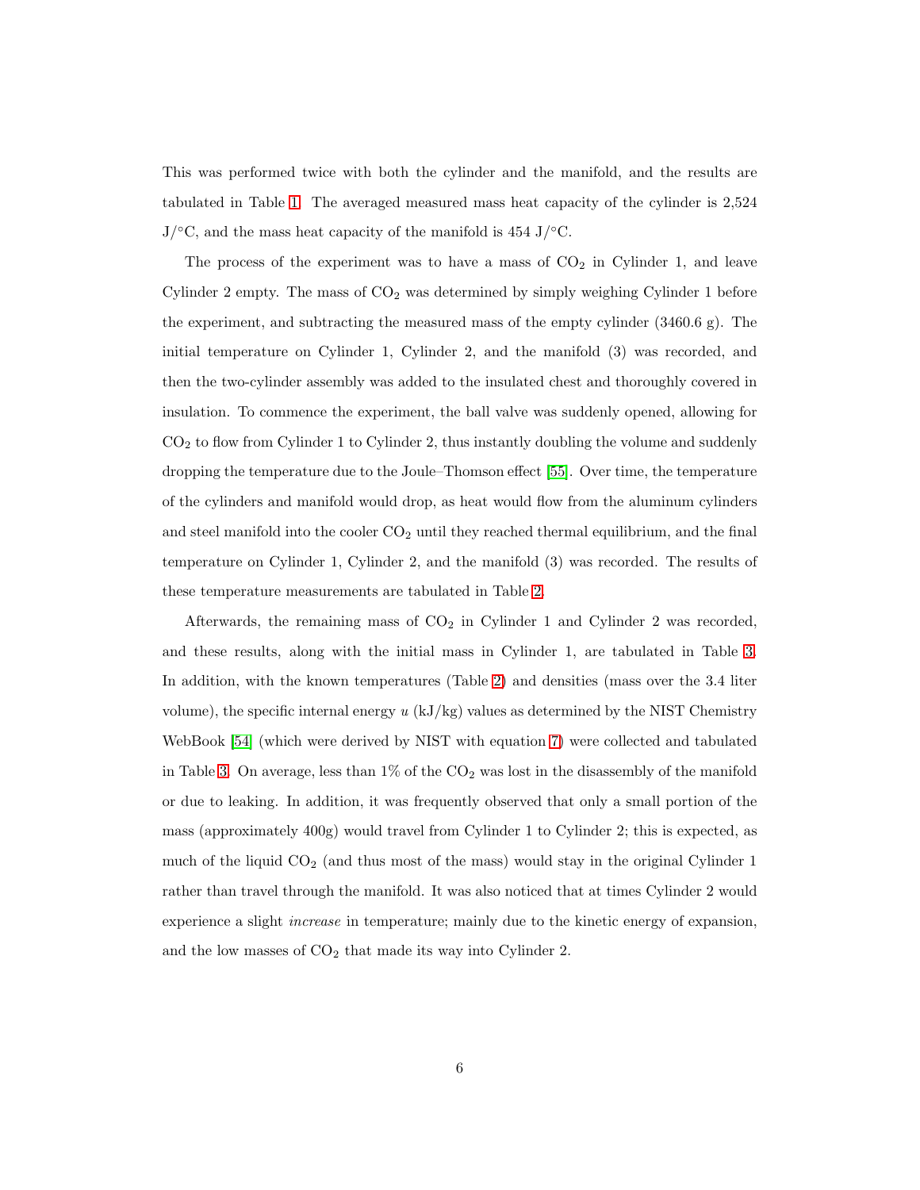This was performed twice with both the cylinder and the manifold, and the results are tabulated in Table 1. The averaged measured mass heat capacity of the cylinder is 2,524 J/°C, and the mass heat capacity of the manifold is 454 J/°C.

The process of the experiment was to have a mass of $CO_2$ in Cylinder 1, and leave Cylinder 2 empty. The mass of $CO_2$ was determined by simply weighing Cylinder 1 before the experiment, and subtracting the measured mass of the empty cylinder (3460.6 g). The initial temperature on Cylinder 1, Cylinder 2, and the manifold (3) was recorded, and then the two-cylinder assembly was added to the insulated chest and thoroughly covered in insulation. To commence the experiment, the ball valve was suddenly opened, allowing for $CO_2$ to flow from Cylinder 1 to Cylinder 2, thus instantly doubling the volume and suddenly dropping the temperature due to the Joule–Thomson effect [55]. Over time, the temperature of the cylinders and manifold would drop, as heat would flow from the aluminum cylinders and steel manifold into the cooler $CO_2$ until they reached thermal equilibrium, and the final temperature on Cylinder 1, Cylinder 2, and the manifold (3) was recorded. The results of these temperature measurements are tabulated in Table 2.

Afterwards, the remaining mass of $CO_2$ in Cylinder 1 and Cylinder 2 was recorded, and these results, along with the initial mass in Cylinder 1, are tabulated in Table 3. In addition, with the known temperatures (Table 2) and densities (mass over the 3.4 liter volume), the specific internal energy $u$ (kJ/kg) values as determined by the NIST Chemistry WebBook [54] (which were derived by NIST with equation 7) were collected and tabulated in Table 3. On average, less than 1% of the $CO_2$ was lost in the disassembly of the manifold or due to leaking. In addition, it was frequently observed that only a small portion of the mass (approximately 400g) would travel from Cylinder 1 to Cylinder 2; this is expected, as much of the liquid $CO_2$ (and thus most of the mass) would stay in the original Cylinder 1 rather than travel through the manifold. It was also noticed that at times Cylinder 2 would experience a slight *increase* in temperature; mainly due to the kinetic energy of expansion, and the low masses of $CO_2$ that made its way into Cylinder 2.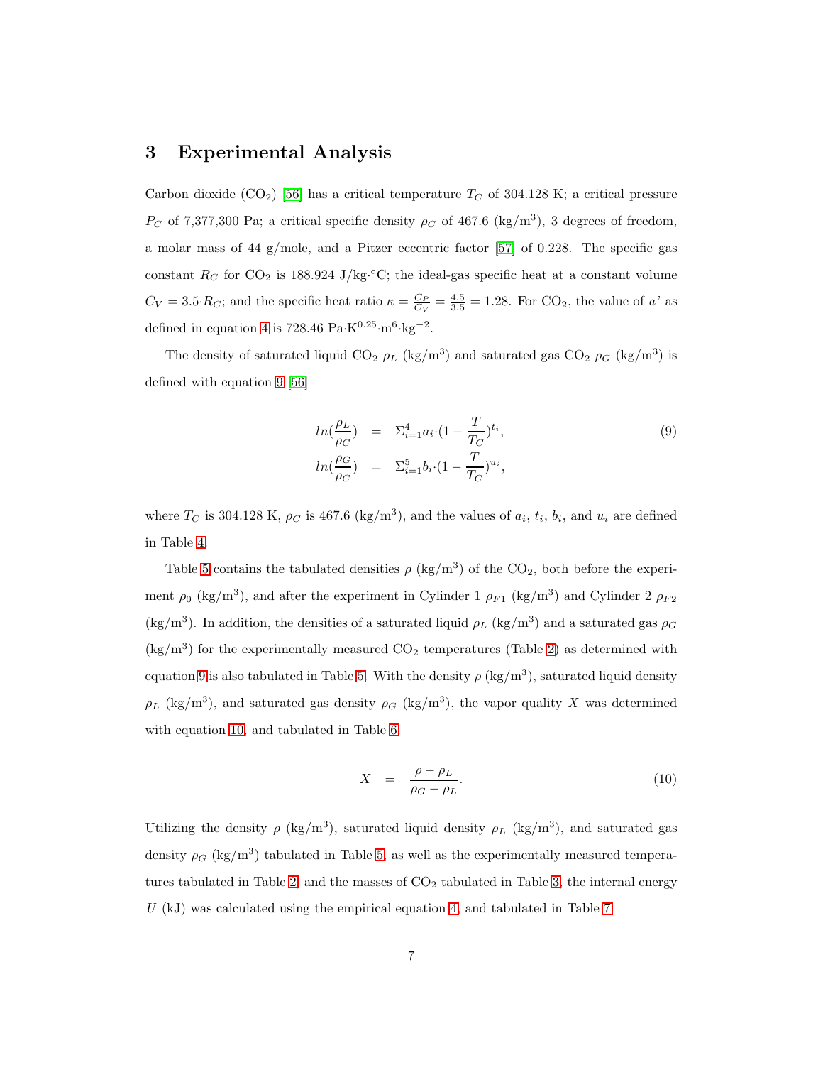## 3 Experimental Analysis

Carbon dioxide ($CO_2$) [56] has a critical temperature $T_C$ of 304.128 K; a critical pressure $P_C$ of 7,377,300 Pa; a critical specific density $\rho_C$ of 467.6 (kg/m$^3$), 3 degrees of freedom, a molar mass of 44 g/mole, and a Pitzer eccentric factor [57] of 0.228. The specific gas constant $R_G$ for $CO_2$ is 188.924 J/kg·°C; the ideal-gas specific heat at a constant volume $C_V = 3.5 \cdot R_G$; and the specific heat ratio $\kappa = \frac{C_P}{C_V} = \frac{4.5}{3.5} = 1.28$. For $CO_2$, the value of $a'$ as defined in equation 4 is 728.46 Pa·K$^{0.25}$·m$^6$·kg$^{-2}$.

The density of saturated liquid $CO_2$ $\rho_L$ (kg/m$^3$) and saturated gas $CO_2$ $\rho_G$ (kg/m$^3$) is defined with equation 9 [56]

$$
\begin{aligned}
ln(\frac{\rho_L}{\rho_C}) &= \Sigma_{i=1}^{4} a_i \cdot (1 - \frac{T}{T_C})^{t_i}, \\
ln(\frac{\rho_G}{\rho_C}) &= \Sigma_{i=1}^{5} b_i \cdot (1 - \frac{T}{T_C})^{u_i},
\end{aligned}
\tag{9}
$$

where $T_C$ is 304.128 K, $\rho_C$ is 467.6 (kg/m$^3$), and the values of $a_i$, $t_i$, $b_i$, and $u_i$ are defined in Table 4.

Table 5 contains the tabulated densities $\rho$ (kg/m$^3$) of the $CO_2$, both before the experiment $\rho_0$ (kg/m$^3$), and after the experiment in Cylinder 1 $\rho_{F1}$ (kg/m$^3$) and Cylinder 2 $\rho_{F2}$ (kg/m$^3$). In addition, the densities of a saturated liquid $\rho_L$ (kg/m$^3$) and a saturated gas $\rho_G$ (kg/m$^3$) for the experimentally measured $CO_2$ temperatures (Table 2) as determined with equation 9 is also tabulated in Table 5. With the density $\rho$ (kg/m$^3$), saturated liquid density $\rho_L$ (kg/m$^3$), and saturated gas density $\rho_G$ (kg/m$^3$), the vapor quality $X$ was determined with equation 10, and tabulated in Table 6.

$$
X = \frac{\rho - \rho_L}{\rho_G - \rho_L}. \tag{10}
$$

Utilizing the density $\rho$ (kg/m$^3$), saturated liquid density $\rho_L$ (kg/m$^3$), and saturated gas density $\rho_G$ (kg/m$^3$) tabulated in Table 5, as well as the experimentally measured temperatures tabulated in Table 2, and the masses of $CO_2$ tabulated in Table 3, the internal energy $U$ (kJ) was calculated using the empirical equation 4, and tabulated in Table 7.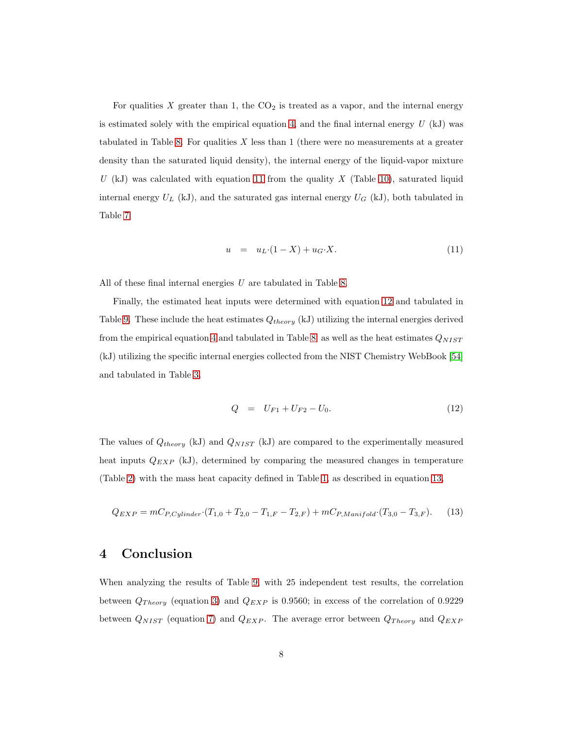For qualities $X$ greater than 1, the $CO_2$ is treated as a vapor, and the internal energy is estimated solely with the empirical equation 4, and the final internal energy $U$ (kJ) was tabulated in Table 8. For qualities $X$ less than 1 (there were no measurements at a greater density than the saturated liquid density), the internal energy of the liquid-vapor mixture $U$ (kJ) was calculated with equation 11 from the quality $X$ (Table 10), saturated liquid internal energy $U_L$ (kJ), and the saturated gas internal energy $U_G$ (kJ), both tabulated in Table 7.

$$u \quad = \quad u_L \cdot (1 - X) + u_G \cdot X. \tag{11}$$

All of these final internal energies $U$ are tabulated in Table 8.

Finally, the estimated heat inputs were determined with equation 12 and tabulated in Table 9. These include the heat estimates $Q_{theory}$ (kJ) utilizing the internal energies derived from the empirical equation 4 and tabulated in Table 8, as well as the heat estimates $Q_{NIST}$ (kJ) utilizing the specific internal energies collected from the NIST Chemistry WebBook [54] and tabulated in Table 3.

$$Q \quad = \quad U_{F1} + U_{F2} - U_0. \tag{12}$$

The values of $Q_{theory}$ (kJ) and $Q_{NIST}$ (kJ) are compared to the experimentally measured heat inputs $Q_{EXP}$ (kJ), determined by comparing the measured changes in temperature (Table 2) with the mass heat capacity defined in Table 1, as described in equation 13.

$$Q_{EXP} = mC_{P,Cylinder} \cdot (T_{1,0} + T_{2,0} - T_{1,F} - T_{2,F}) + mC_{P,Manifold} \cdot (T_{3,0} - T_{3,F}). \tag{13}$$

## 4 Conclusion

When analyzing the results of Table 9, with 25 independent test results, the correlation between $Q_{Theory}$ (equation 3) and $Q_{EXP}$ is 0.9560; in excess of the correlation of 0.9229 between $Q_{NIST}$ (equation 7) and $Q_{EXP}$. The average error between $Q_{Theory}$ and $Q_{EXP}$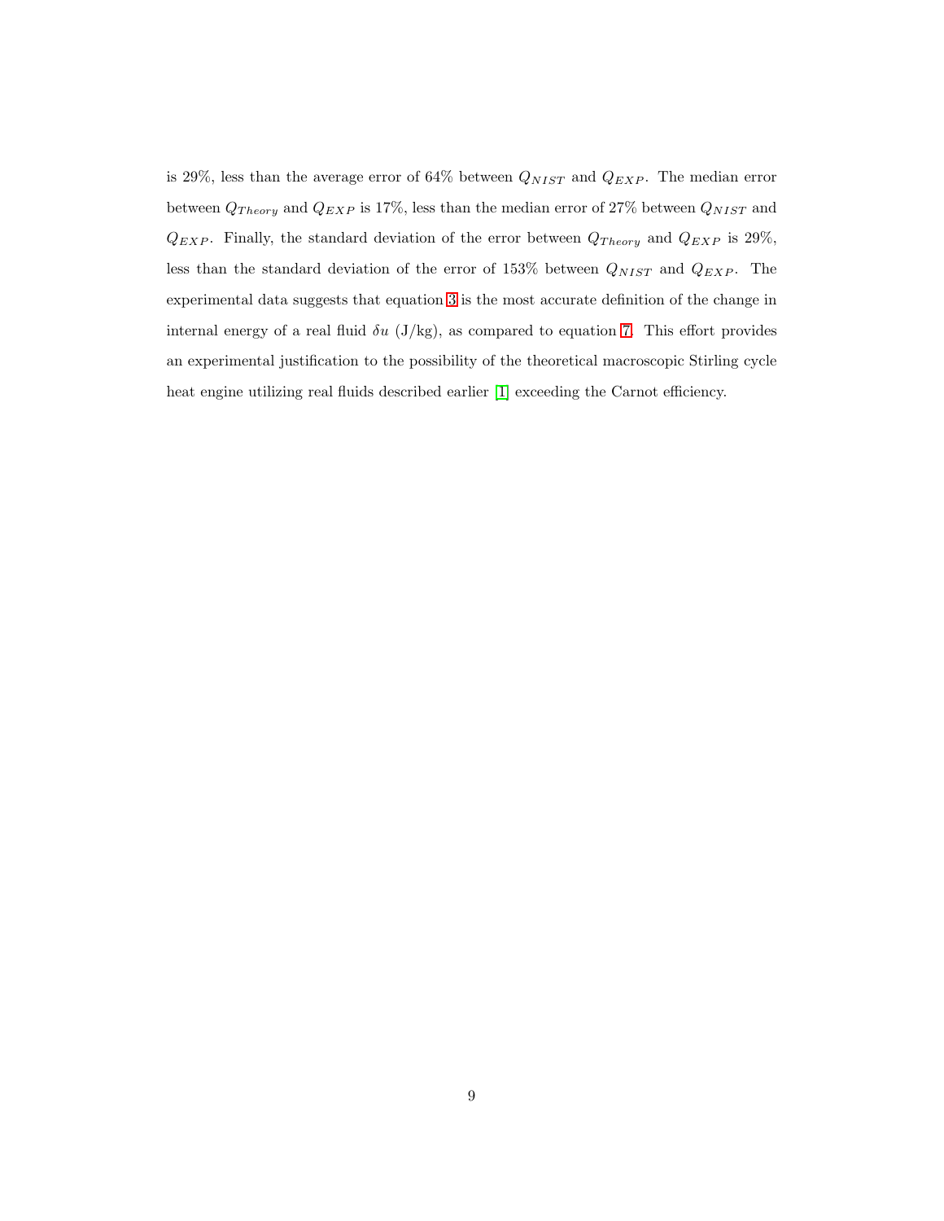is 29%, less than the average error of 64% between $Q_{NIST}$ and $Q_{EXP}$. The median error between $Q_{Theory}$ and $Q_{EXP}$ is 17%, less than the median error of 27% between $Q_{NIST}$ and $Q_{EXP}$. Finally, the standard deviation of the error between $Q_{Theory}$ and $Q_{EXP}$ is 29%, less than the standard deviation of the error of 153% between $Q_{NIST}$ and $Q_{EXP}$. The experimental data suggests that equation 3 is the most accurate definition of the change in internal energy of a real fluid $\delta u$ (J/kg), as compared to equation 7. This effort provides an experimental justification to the possibility of the theoretical macroscopic Stirling cycle heat engine utilizing real fluids described earlier [1] exceeding the Carnot efficiency.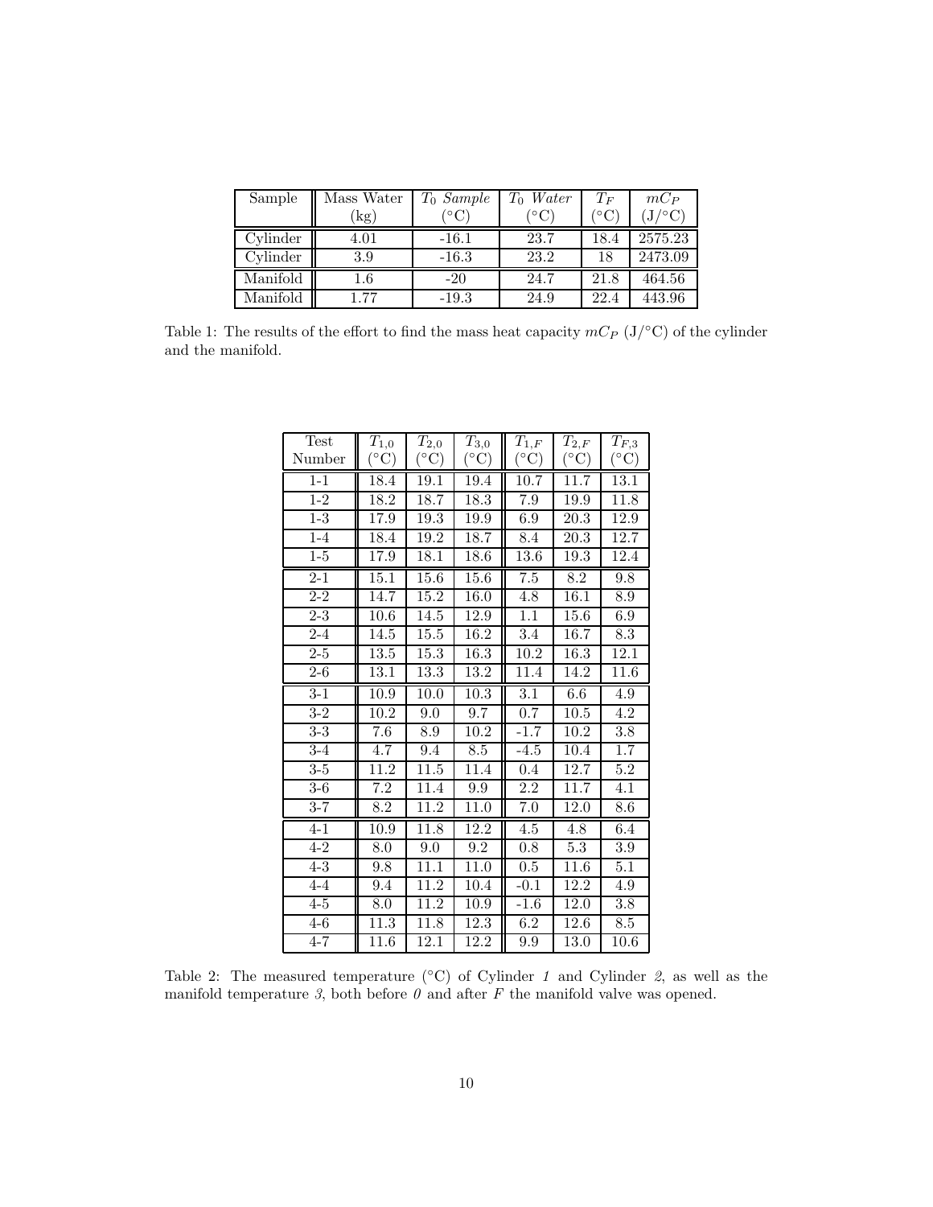| Sample | Mass Water (kg) | $T_0$ *Sample* (°C) | $T_0$ *Water* (°C) | $T_F$ (°C) | $mC_P$ (J/°C) |
|---|---|---|---|---|---|
| Cylinder | 4.01 | -16.1 | 23.7 | 18.4 | 2575.23 |
| Cylinder | 3.9 | -16.3 | 23.2 | 18 | 2473.09 |
| Manifold | 1.6 | -20 | 24.7 | 21.8 | 464.56 |
| Manifold | 1.77 | -19.3 | 24.9 | 22.4 | 443.96 |

Table 1: The results of the effort to find the mass heat capacity $mC_P$ (J/°C) of the cylinder and the manifold.

| Test Number | $T_{1,0}$ (°C) | $T_{2,0}$ (°C) | $T_{3,0}$ (°C) | $T_{1,F}$ (°C) | $T_{2,F}$ (°C) | $T_{F,3}$ (°C) |
|---|---|---|---|---|---|---|
| 1-1 | 18.4 | 19.1 | 19.4 | 10.7 | 11.7 | 13.1 |
| 1-2 | 18.2 | 18.7 | 18.3 | 7.9 | 19.9 | 11.8 |
| 1-3 | 17.9 | 19.3 | 19.9 | 6.9 | 20.3 | 12.9 |
| 1-4 | 18.4 | 19.2 | 18.7 | 8.4 | 20.3 | 12.7 |
| 1-5 | 17.9 | 18.1 | 18.6 | 13.6 | 19.3 | 12.4 |
| 2-1 | 15.1 | 15.6 | 15.6 | 7.5 | 8.2 | 9.8 |
| 2-2 | 14.7 | 15.2 | 16.0 | 4.8 | 16.1 | 8.9 |
| 2-3 | 10.6 | 14.5 | 12.9 | 1.1 | 15.6 | 6.9 |
| 2-4 | 14.5 | 15.5 | 16.2 | 3.4 | 16.7 | 8.3 |
| 2-5 | 13.5 | 15.3 | 16.3 | 10.2 | 16.3 | 12.1 |
| 2-6 | 13.1 | 13.3 | 13.2 | 11.4 | 14.2 | 11.6 |
| 3-1 | 10.9 | 10.0 | 10.3 | 3.1 | 6.6 | 4.9 |
| 3-2 | 10.2 | 9.0 | 9.7 | 0.7 | 10.5 | 4.2 |
| 3-3 | 7.6 | 8.9 | 10.2 | -1.7 | 10.2 | 3.8 |
| 3-4 | 4.7 | 9.4 | 8.5 | -4.5 | 10.4 | 1.7 |
| 3-5 | 11.2 | 11.5 | 11.4 | 0.4 | 12.7 | 5.2 |
| 3-6 | 7.2 | 11.4 | 9.9 | 2.2 | 11.7 | 4.1 |
| 3-7 | 8.2 | 11.2 | 11.0 | 7.0 | 12.0 | 8.6 |
| 4-1 | 10.9 | 11.8 | 12.2 | 4.5 | 4.8 | 6.4 |
| 4-2 | 8.0 | 9.0 | 9.2 | 0.8 | 5.3 | 3.9 |
| 4-3 | 9.8 | 11.1 | 11.0 | 0.5 | 11.6 | 5.1 |
| 4-4 | 9.4 | 11.2 | 10.4 | -0.1 | 12.2 | 4.9 |
| 4-5 | 8.0 | 11.2 | 10.9 | -1.6 | 12.0 | 3.8 |
| 4-6 | 11.3 | 11.8 | 12.3 | 6.2 | 12.6 | 8.5 |
| 4-7 | 11.6 | 12.1 | 12.2 | 9.9 | 13.0 | 10.6 |

Table 2: The measured temperature (°C) of Cylinder *1* and Cylinder *2*, as well as the manifold temperature *3*, both before *0* and after *F* the manifold valve was opened.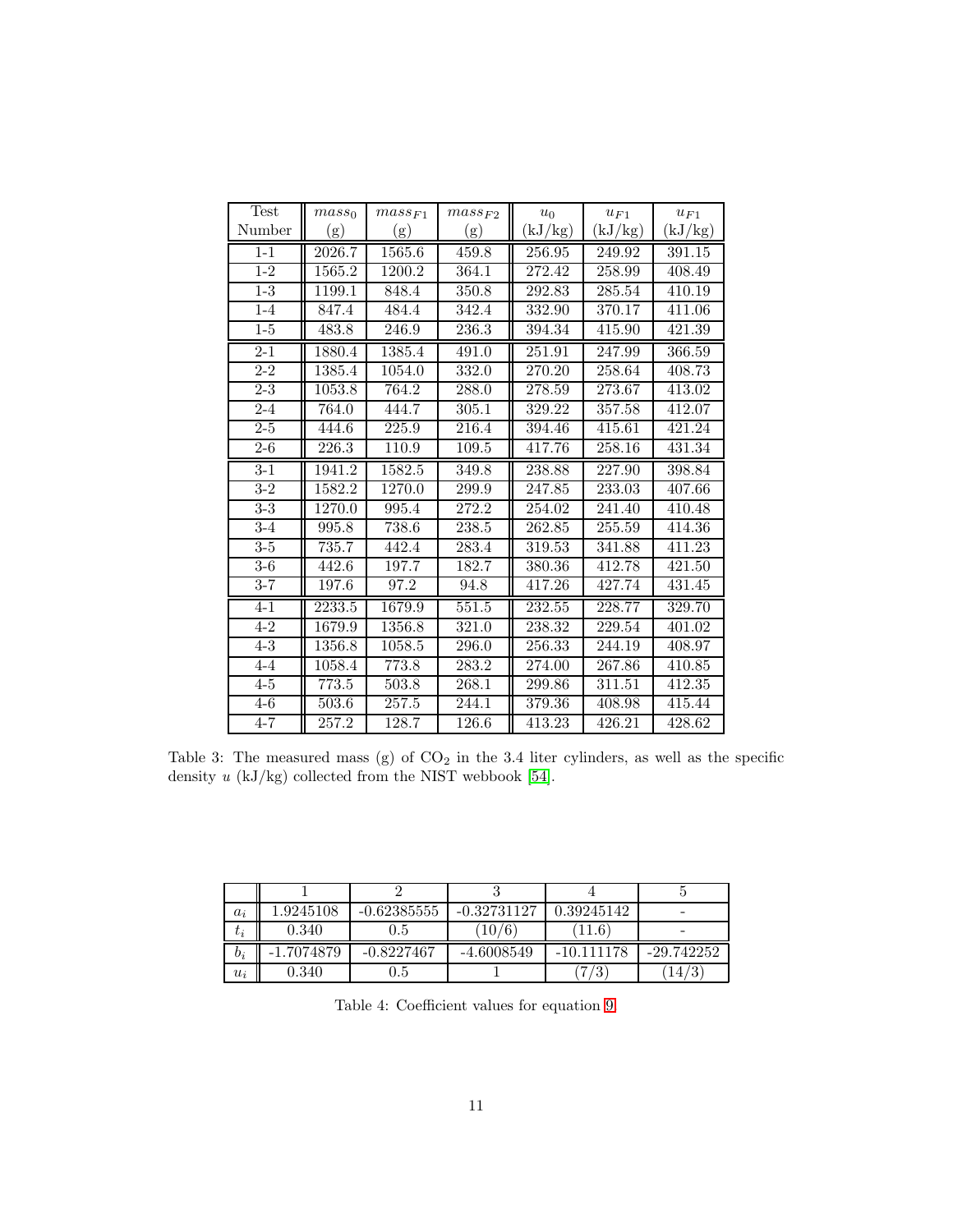| Test Number | $mass_0$ (g) | $mass_{F1}$ (g) | $mass_{F2}$ (g) | $u_0$ (kJ/kg) | $u_{F1}$ (kJ/kg) | $u_{F1}$ (kJ/kg) |
|---|---|---|---|---|---|---|
| 1-1 | 2026.7 | 1565.6 | 459.8 | 256.95 | 249.92 | 391.15 |
| 1-2 | 1565.2 | 1200.2 | 364.1 | 272.42 | 258.99 | 408.49 |
| 1-3 | 1199.1 | 848.4 | 350.8 | 292.83 | 285.54 | 410.19 |
| 1-4 | 847.4 | 484.4 | 342.4 | 332.90 | 370.17 | 411.06 |
| 1-5 | 483.8 | 246.9 | 236.3 | 394.34 | 415.90 | 421.39 |
| 2-1 | 1880.4 | 1385.4 | 491.0 | 251.91 | 247.99 | 366.59 |
| 2-2 | 1385.4 | 1054.0 | 332.0 | 270.20 | 258.64 | 408.73 |
| 2-3 | 1053.8 | 764.2 | 288.0 | 278.59 | 273.67 | 413.02 |
| 2-4 | 764.0 | 444.7 | 305.1 | 329.22 | 357.58 | 412.07 |
| 2-5 | 444.6 | 225.9 | 216.4 | 394.46 | 415.61 | 421.24 |
| 2-6 | 226.3 | 110.9 | 109.5 | 417.76 | 258.16 | 431.34 |
| 3-1 | 1941.2 | 1582.5 | 349.8 | 238.88 | 227.90 | 398.84 |
| 3-2 | 1582.2 | 1270.0 | 299.9 | 247.85 | 233.03 | 407.66 |
| 3-3 | 1270.0 | 995.4 | 272.2 | 254.02 | 241.40 | 410.48 |
| 3-4 | 995.8 | 738.6 | 238.5 | 262.85 | 255.59 | 414.36 |
| 3-5 | 735.7 | 442.4 | 283.4 | 319.53 | 341.88 | 411.23 |
| 3-6 | 442.6 | 197.7 | 182.7 | 380.36 | 412.78 | 421.50 |
| 3-7 | 197.6 | 97.2 | 94.8 | 417.26 | 427.74 | 431.45 |
| 4-1 | 2233.5 | 1679.9 | 551.5 | 232.55 | 228.77 | 329.70 |
| 4-2 | 1679.9 | 1356.8 | 321.0 | 238.32 | 229.54 | 401.02 |
| 4-3 | 1356.8 | 1058.5 | 296.0 | 256.33 | 244.19 | 408.97 |
| 4-4 | 1058.4 | 773.8 | 283.2 | 274.00 | 267.86 | 410.85 |
| 4-5 | 773.5 | 503.8 | 268.1 | 299.86 | 311.51 | 412.35 |
| 4-6 | 503.6 | 257.5 | 244.1 | 379.36 | 408.98 | 415.44 |
| 4-7 | 257.2 | 128.7 | 126.6 | 413.23 | 426.21 | 428.62 |

Table 3: The measured mass (g) of $CO_2$ in the 3.4 liter cylinders, as well as the specific density $u$ (kJ/kg) collected from the NIST webbook [54].

| | 1 | 2 | 3 | 4 | 5 |
|---|---|---|---|---|---|
| $a_i$ | 1.9245108 | -0.62385555 | -0.32731127 | 0.39245142 | - |
| $t_i$ | 0.340 | 0.5 | (10/6) | (11.6) | - |
| $b_i$ | -1.7074879 | -0.8227467 | -4.6008549 | -10.111178 | -29.742252 |
| $u_i$ | 0.340 | 0.5 | 1 | (7/3) | (14/3) |

Table 4: Coefficient values for equation 9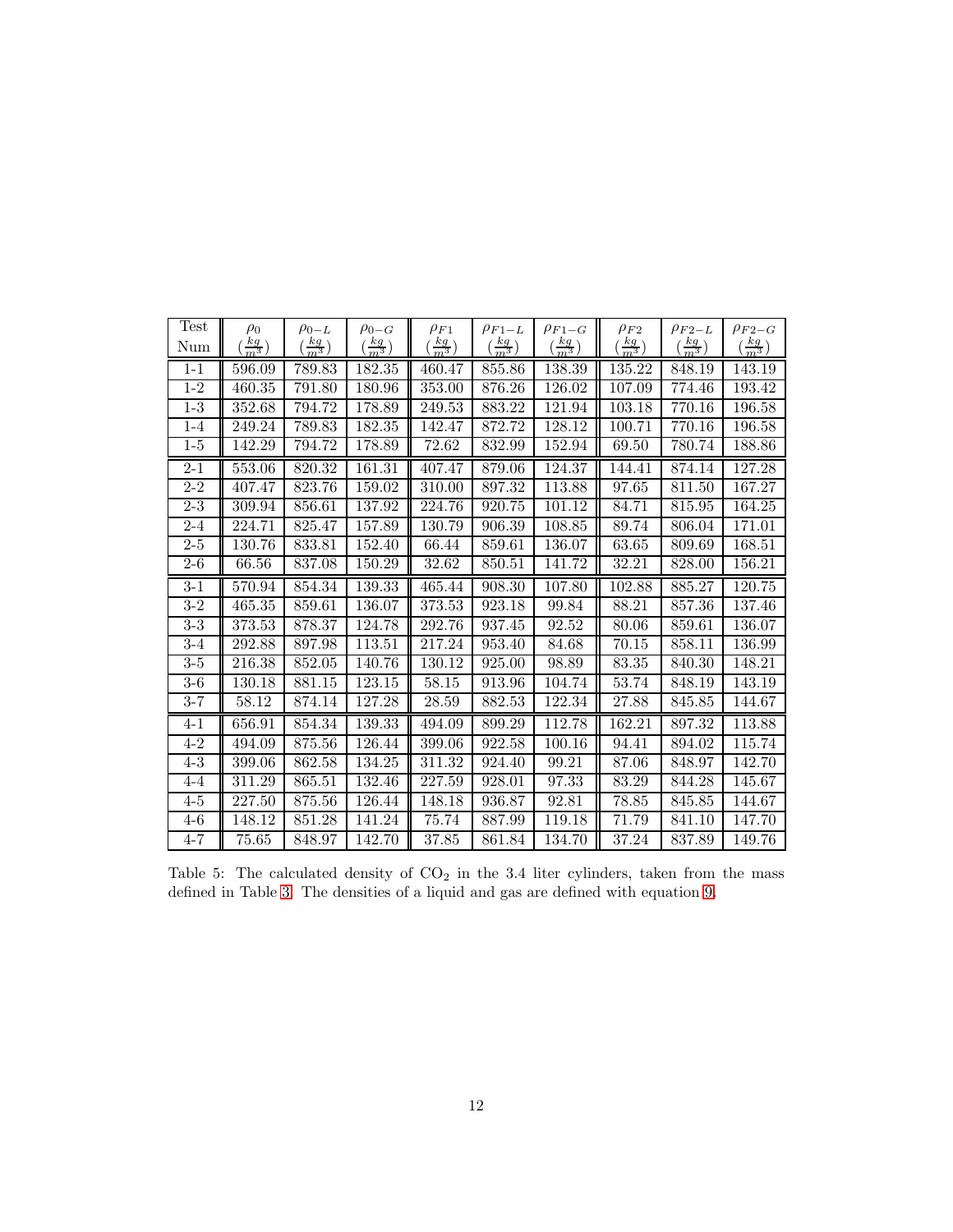| Test Num | $\rho_0$ $(\frac{kg}{m^3})$ | $\rho_{0-L}$ $(\frac{kg}{m^3})$ | $\rho_{0-G}$ $(\frac{kg}{m^3})$ | $\rho_{F1}$ $(\frac{kg}{m^3})$ | $\rho_{F1-L}$ $(\frac{kg}{m^3})$ | $\rho_{F1-G}$ $(\frac{kg}{m^3})$ | $\rho_{F2}$ $(\frac{kg}{m^3})$ | $\rho_{F2-L}$ $(\frac{kg}{m^3})$ | $\rho_{F2-G}$ $(\frac{kg}{m^3})$ |
|---|---|---|---|---|---|---|---|---|---|
| 1-1 | 596.09 | 789.83 | 182.35 | 460.47 | 855.86 | 138.39 | 135.22 | 848.19 | 143.19 |
| 1-2 | 460.35 | 791.80 | 180.96 | 353.00 | 876.26 | 126.02 | 107.09 | 774.46 | 193.42 |
| 1-3 | 352.68 | 794.72 | 178.89 | 249.53 | 883.22 | 121.94 | 103.18 | 770.16 | 196.58 |
| 1-4 | 249.24 | 789.83 | 182.35 | 142.47 | 872.72 | 128.12 | 100.71 | 770.16 | 196.58 |
| 1-5 | 142.29 | 794.72 | 178.89 | 72.62 | 832.99 | 152.94 | 69.50 | 780.74 | 188.86 |
| 2-1 | 553.06 | 820.32 | 161.31 | 407.47 | 879.06 | 124.37 | 144.41 | 874.14 | 127.28 |
| 2-2 | 407.47 | 823.76 | 159.02 | 310.00 | 897.32 | 113.88 | 97.65 | 811.50 | 167.27 |
| 2-3 | 309.94 | 856.61 | 137.92 | 224.76 | 920.75 | 101.12 | 84.71 | 815.95 | 164.25 |
| 2-4 | 224.71 | 825.47 | 157.89 | 130.79 | 906.39 | 108.85 | 89.74 | 806.04 | 171.01 |
| 2-5 | 130.76 | 833.81 | 152.40 | 66.44 | 859.61 | 136.07 | 63.65 | 809.69 | 168.51 |
| 2-6 | 66.56 | 837.08 | 150.29 | 32.62 | 850.51 | 141.72 | 32.21 | 828.00 | 156.21 |
| 3-1 | 570.94 | 854.34 | 139.33 | 465.44 | 908.30 | 107.80 | 102.88 | 885.27 | 120.75 |
| 3-2 | 465.35 | 859.61 | 136.07 | 373.53 | 923.18 | 99.84 | 88.21 | 857.36 | 137.46 |
| 3-3 | 373.53 | 878.37 | 124.78 | 292.76 | 937.45 | 92.52 | 80.06 | 859.61 | 136.07 |
| 3-4 | 292.88 | 897.98 | 113.51 | 217.24 | 953.40 | 84.68 | 70.15 | 858.11 | 136.99 |
| 3-5 | 216.38 | 852.05 | 140.76 | 130.12 | 925.00 | 98.89 | 83.35 | 840.30 | 148.21 |
| 3-6 | 130.18 | 881.15 | 123.15 | 58.15 | 913.96 | 104.74 | 53.74 | 848.19 | 143.19 |
| 3-7 | 58.12 | 874.14 | 127.28 | 28.59 | 882.53 | 122.34 | 27.88 | 845.85 | 144.67 |
| 4-1 | 656.91 | 854.34 | 139.33 | 494.09 | 899.29 | 112.78 | 162.21 | 897.32 | 113.88 |
| 4-2 | 494.09 | 875.56 | 126.44 | 399.06 | 922.58 | 100.16 | 94.41 | 894.02 | 115.74 |
| 4-3 | 399.06 | 862.58 | 134.25 | 311.32 | 924.40 | 99.21 | 87.06 | 848.97 | 142.70 |
| 4-4 | 311.29 | 865.51 | 132.46 | 227.59 | 928.01 | 97.33 | 83.29 | 844.28 | 145.67 |
| 4-5 | 227.50 | 875.56 | 126.44 | 148.18 | 936.87 | 92.81 | 78.85 | 845.85 | 144.67 |
| 4-6 | 148.12 | 851.28 | 141.24 | 75.74 | 887.99 | 119.18 | 71.79 | 841.10 | 147.70 |
| 4-7 | 75.65 | 848.97 | 142.70 | 37.85 | 861.84 | 134.70 | 37.24 | 837.89 | 149.76 |

Table 5: The calculated density of $CO_2$ in the 3.4 liter cylinders, taken from the mass defined in Table 3. The densities of a liquid and gas are defined with equation 9.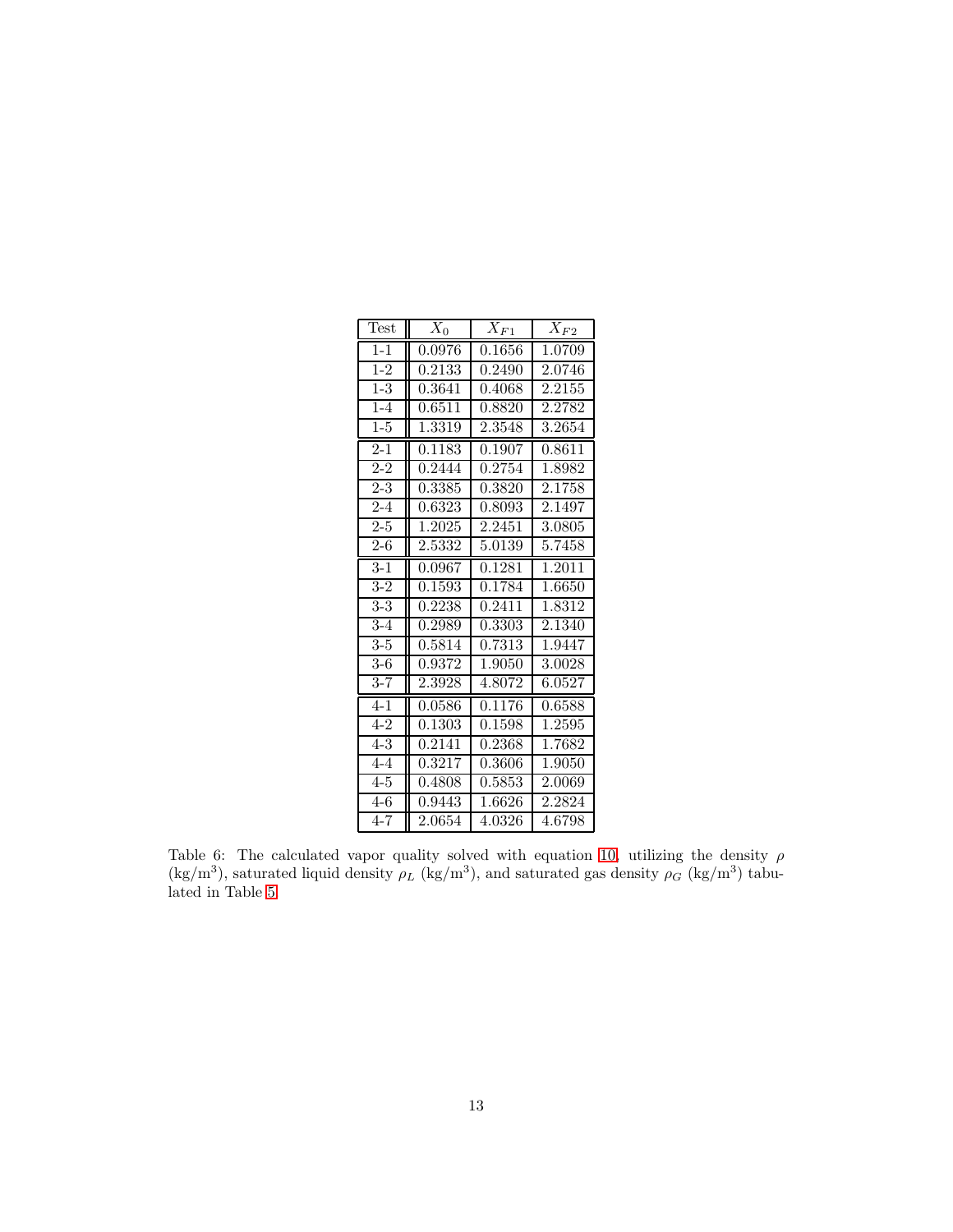| Test | $X_0$ | $X_{F1}$ | $X_{F2}$ |
|---|---|---|---|
| 1-1 | 0.0976 | 0.1656 | 1.0709 |
| 1-2 | 0.2133 | 0.2490 | 2.0746 |
| 1-3 | 0.3641 | 0.4068 | 2.2155 |
| 1-4 | 0.6511 | 0.8820 | 2.2782 |
| 1-5 | 1.3319 | 2.3548 | 3.2654 |
| 2-1 | 0.1183 | 0.1907 | 0.8611 |
| 2-2 | 0.2444 | 0.2754 | 1.8982 |
| 2-3 | 0.3385 | 0.3820 | 2.1758 |
| 2-4 | 0.6323 | 0.8093 | 2.1497 |
| 2-5 | 1.2025 | 2.2451 | 3.0805 |
| 2-6 | 2.5332 | 5.0139 | 5.7458 |
| 3-1 | 0.0967 | 0.1281 | 1.2011 |
| 3-2 | 0.1593 | 0.1784 | 1.6650 |
| 3-3 | 0.2238 | 0.2411 | 1.8312 |
| 3-4 | 0.2989 | 0.3303 | 2.1340 |
| 3-5 | 0.5814 | 0.7313 | 1.9447 |
| 3-6 | 0.9372 | 1.9050 | 3.0028 |
| 3-7 | 2.3928 | 4.8072 | 6.0527 |
| 4-1 | 0.0586 | 0.1176 | 0.6588 |
| 4-2 | 0.1303 | 0.1598 | 1.2595 |
| 4-3 | 0.2141 | 0.2368 | 1.7682 |
| 4-4 | 0.3217 | 0.3606 | 1.9050 |
| 4-5 | 0.4808 | 0.5853 | 2.0069 |
| 4-6 | 0.9443 | 1.6626 | 2.2824 |
| 4-7 | 2.0654 | 4.0326 | 4.6798 |

Table 6: The calculated vapor quality solved with equation 10, utilizing the density $\rho$ (kg/m$^3$), saturated liquid density $\rho_L$ (kg/m$^3$), and saturated gas density $\rho_G$ (kg/m$^3$) tabulated in Table 5.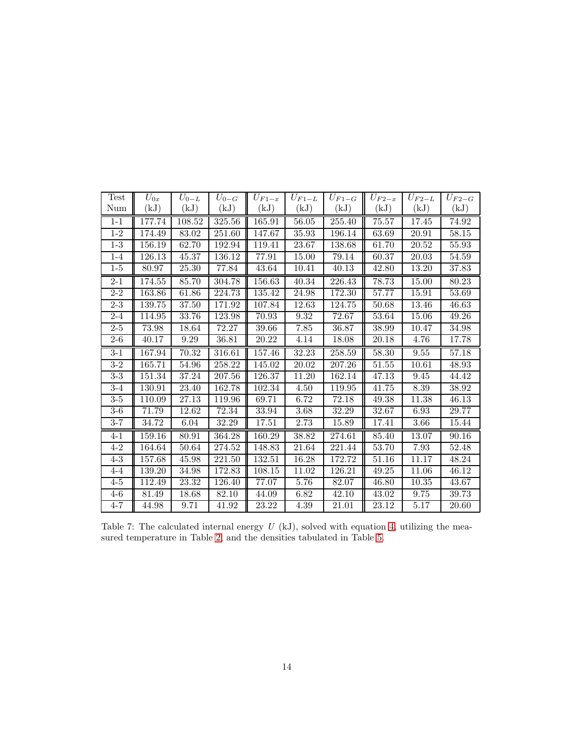| Test Num | $U_{0x}$ (kJ) | $U_{0-L}$ (kJ) | $U_{0-G}$ (kJ) | $U_{F1-x}$ (kJ) | $U_{F1-L}$ (kJ) | $U_{F1-G}$ (kJ) | $U_{F2-x}$ (kJ) | $U_{F2-L}$ (kJ) | $U_{F2-G}$ (kJ) |
|---|---|---|---|---|---|---|---|---|---|
| 1-1 | 177.74 | 108.52 | 325.56 | 165.91 | 56.05 | 255.40 | 75.57 | 17.45 | 74.92 |
| 1-2 | 174.49 | 83.02 | 251.60 | 147.67 | 35.93 | 196.14 | 63.69 | 20.91 | 58.15 |
| 1-3 | 156.19 | 62.70 | 192.94 | 119.41 | 23.67 | 138.68 | 61.70 | 20.52 | 55.93 |
| 1-4 | 126.13 | 45.37 | 136.12 | 77.91 | 15.00 | 79.14 | 60.37 | 20.03 | 54.59 |
| 1-5 | 80.97 | 25.30 | 77.84 | 43.64 | 10.41 | 40.13 | 42.80 | 13.20 | 37.83 |
| 2-1 | 174.55 | 85.70 | 304.78 | 156.63 | 40.34 | 226.43 | 78.73 | 15.00 | 80.23 |
| 2-2 | 163.86 | 61.86 | 224.73 | 135.42 | 24.98 | 172.30 | 57.77 | 15.91 | 53.69 |
| 2-3 | 139.75 | 37.50 | 171.92 | 107.84 | 12.63 | 124.75 | 50.68 | 13.46 | 46.63 |
| 2-4 | 114.95 | 33.76 | 123.98 | 70.93 | 9.32 | 72.67 | 53.64 | 15.06 | 49.26 |
| 2-5 | 73.98 | 18.64 | 72.27 | 39.66 | 7.85 | 36.87 | 38.99 | 10.47 | 34.98 |
| 2-6 | 40.17 | 9.29 | 36.81 | 20.22 | 4.14 | 18.08 | 20.18 | 4.76 | 17.78 |
| 3-1 | 167.94 | 70.32 | 316.61 | 157.46 | 32.23 | 258.59 | 58.30 | 9.55 | 57.18 |
| 3-2 | 165.71 | 54.96 | 258.22 | 145.02 | 20.02 | 207.26 | 51.55 | 10.61 | 48.93 |
| 3-3 | 151.34 | 37.24 | 207.56 | 126.37 | 11.20 | 162.14 | 47.13 | 9.45 | 44.42 |
| 3-4 | 130.91 | 23.40 | 162.78 | 102.34 | 4.50 | 119.95 | 41.75 | 8.39 | 38.92 |
| 3-5 | 110.09 | 27.13 | 119.96 | 69.71 | 6.72 | 72.18 | 49.38 | 11.38 | 46.13 |
| 3-6 | 71.79 | 12.62 | 72.34 | 33.94 | 3.68 | 32.29 | 32.67 | 6.93 | 29.77 |
| 3-7 | 34.72 | 6.04 | 32.29 | 17.51 | 2.73 | 15.89 | 17.41 | 3.66 | 15.44 |
| 4-1 | 159.16 | 80.91 | 364.28 | 160.29 | 38.82 | 274.61 | 85.40 | 13.07 | 90.16 |
| 4-2 | 164.64 | 50.64 | 274.52 | 148.83 | 21.64 | 221.44 | 53.70 | 7.93 | 52.48 |
| 4-3 | 157.68 | 45.98 | 221.50 | 132.51 | 16.28 | 172.72 | 51.16 | 11.17 | 48.24 |
| 4-4 | 139.20 | 34.98 | 172.83 | 108.15 | 11.02 | 126.21 | 49.25 | 11.06 | 46.12 |
| 4-5 | 112.49 | 23.32 | 126.40 | 77.07 | 5.76 | 82.07 | 46.80 | 10.35 | 43.67 |
| 4-6 | 81.49 | 18.68 | 82.10 | 44.09 | 6.82 | 42.10 | 43.02 | 9.75 | 39.73 |
| 4-7 | 44.98 | 9.71 | 41.92 | 23.22 | 4.39 | 21.01 | 23.12 | 5.17 | 20.60 |

Table 7: The calculated internal energy $U$ (kJ), solved with equation 4, utilizing the measured temperature in Table 2, and the densities tabulated in Table 5.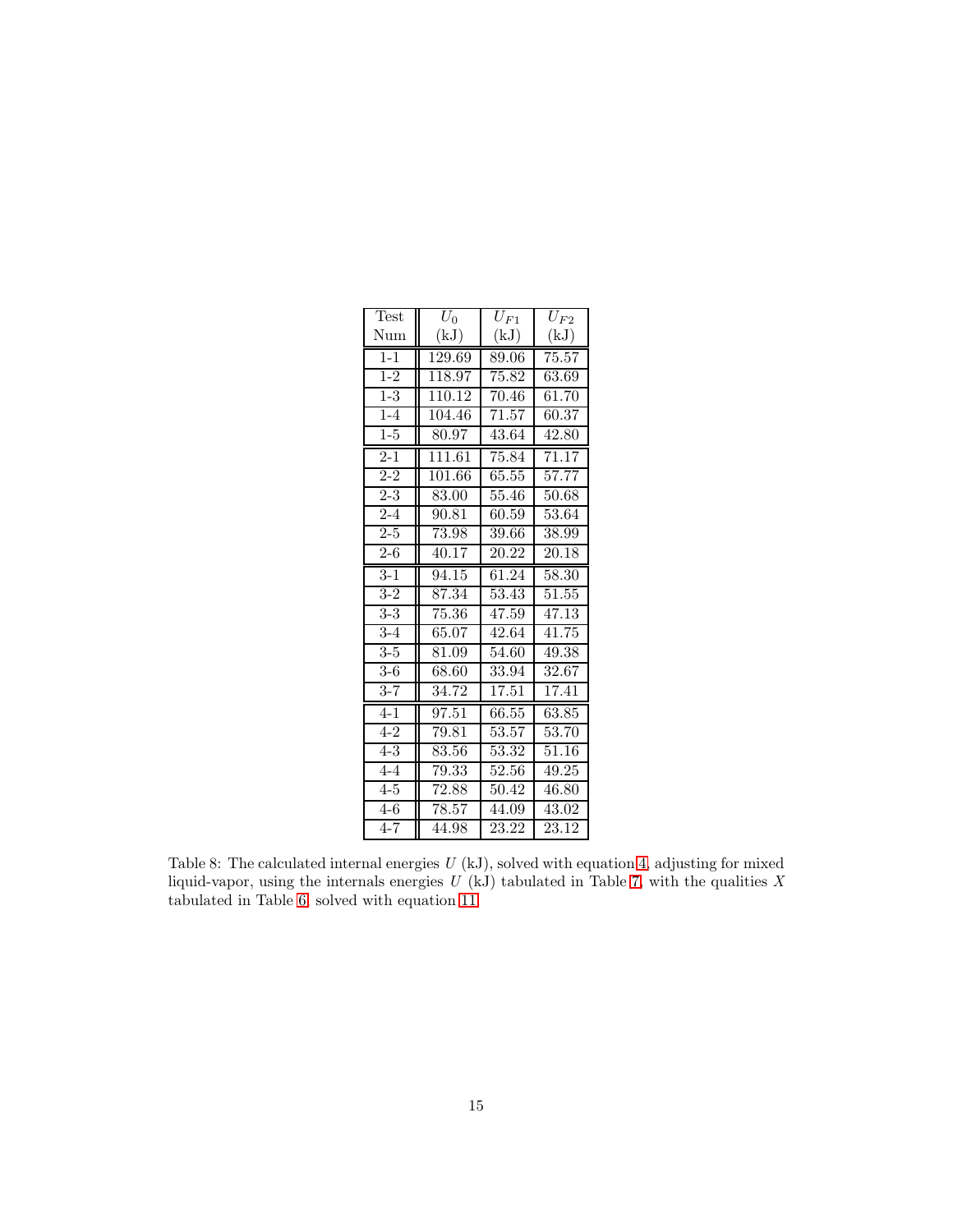| Test Num | $U_0$ (kJ) | $U_{F1}$ (kJ) | $U_{F2}$ (kJ) |
|---|---|---|---|
| 1-1 | 129.69 | 89.06 | 75.57 |
| 1-2 | 118.97 | 75.82 | 63.69 |
| 1-3 | 110.12 | 70.46 | 61.70 |
| 1-4 | 104.46 | 71.57 | 60.37 |
| 1-5 | 80.97 | 43.64 | 42.80 |
| 2-1 | 111.61 | 75.84 | 71.17 |
| 2-2 | 101.66 | 65.55 | 57.77 |
| 2-3 | 83.00 | 55.46 | 50.68 |
| 2-4 | 90.81 | 60.59 | 53.64 |
| 2-5 | 73.98 | 39.66 | 38.99 |
| 2-6 | 40.17 | 20.22 | 20.18 |
| 3-1 | 94.15 | 61.24 | 58.30 |
| 3-2 | 87.34 | 53.43 | 51.55 |
| 3-3 | 75.36 | 47.59 | 47.13 |
| 3-4 | 65.07 | 42.64 | 41.75 |
| 3-5 | 81.09 | 54.60 | 49.38 |
| 3-6 | 68.60 | 33.94 | 32.67 |
| 3-7 | 34.72 | 17.51 | 17.41 |
| 4-1 | 97.51 | 66.55 | 63.85 |
| 4-2 | 79.81 | 53.57 | 53.70 |
| 4-3 | 83.56 | 53.32 | 51.16 |
| 4-4 | 79.33 | 52.56 | 49.25 |
| 4-5 | 72.88 | 50.42 | 46.80 |
| 4-6 | 78.57 | 44.09 | 43.02 |
| 4-7 | 44.98 | 23.22 | 23.12 |

Table 8: The calculated internal energies $U$ (kJ), solved with equation 4, adjusting for mixed liquid-vapor, using the internals energies $U$ (kJ) tabulated in Table 7, with the qualities $X$ tabulated in Table 6, solved with equation 11.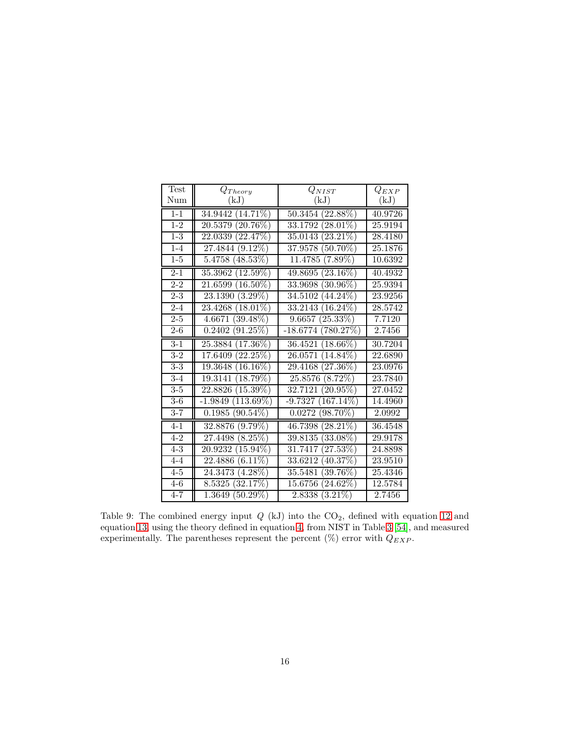| Test Num | $Q_{Theory}$ (kJ) | $Q_{NIST}$ (kJ) | $Q_{EXP}$ (kJ) |
|---|---|---|---|
| 1-1 | 34.9442 (14.71%) | 50.3454 (22.88%) | 40.9726 |
| 1-2 | 20.5379 (20.76%) | 33.1792 (28.01%) | 25.9194 |
| 1-3 | 22.0339 (22.47%) | 35.0143 (23.21%) | 28.4180 |
| 1-4 | 27.4844 (9.12%) | 37.9578 (50.70%) | 25.1876 |
| 1-5 | 5.4758 (48.53%) | 11.4785 (7.89%) | 10.6392 |
| 2-1 | 35.3962 (12.59%) | 49.8695 (23.16%) | 40.4932 |
| 2-2 | 21.6599 (16.50%) | 33.9698 (30.96%) | 25.9394 |
| 2-3 | 23.1390 (3.29%) | 34.5102 (44.24%) | 23.9256 |
| 2-4 | 23.4268 (18.01%) | 33.2143 (16.24%) | 28.5742 |
| 2-5 | 4.6671 (39.48%) | 9.6657 (25.33%) | 7.7120 |
| 2-6 | 0.2402 (91.25%) | -18.6774 (780.27%) | 2.7456 |
| 3-1 | 25.3884 (17.36%) | 36.4521 (18.66%) | 30.7204 |
| 3-2 | 17.6409 (22.25%) | 26.0571 (14.84%) | 22.6890 |
| 3-3 | 19.3648 (16.16%) | 29.4168 (27.36%) | 23.0976 |
| 3-4 | 19.3141 (18.79%) | 25.8576 (8.72%) | 23.7840 |
| 3-5 | 22.8826 (15.39%) | 32.7121 (20.95%) | 27.0452 |
| 3-6 | -1.9849 (113.69%) | -9.7327 (167.14%) | 14.4960 |
| 3-7 | 0.1985 (90.54%) | 0.0272 (98.70%) | 2.0992 |
| 4-1 | 32.8876 (9.79%) | 46.7398 (28.21%) | 36.4548 |
| 4-2 | 27.4498 (8.25%) | 39.8135 (33.08%) | 29.9178 |
| 4-3 | 20.9232 (15.94%) | 31.7417 (27.53%) | 24.8898 |
| 4-4 | 22.4886 (6.11%) | 33.6212 (40.37%) | 23.9510 |
| 4-5 | 24.3473 (4.28%) | 35.5481 (39.76%) | 25.4346 |
| 4-6 | 8.5325 (32.17%) | 15.6756 (24.62%) | 12.5784 |
| 4-7 | 1.3649 (50.29%) | 2.8338 (3.21%) | 2.7456 |

Table 9: The combined energy input $Q$ (kJ) into the $CO_2$, defined with equation 12 and equation 13, using the theory defined in equation 4, from NIST in Table 3 [54], and measured experimentally. The parentheses represent the percent (%) error with $Q_{EXP}$.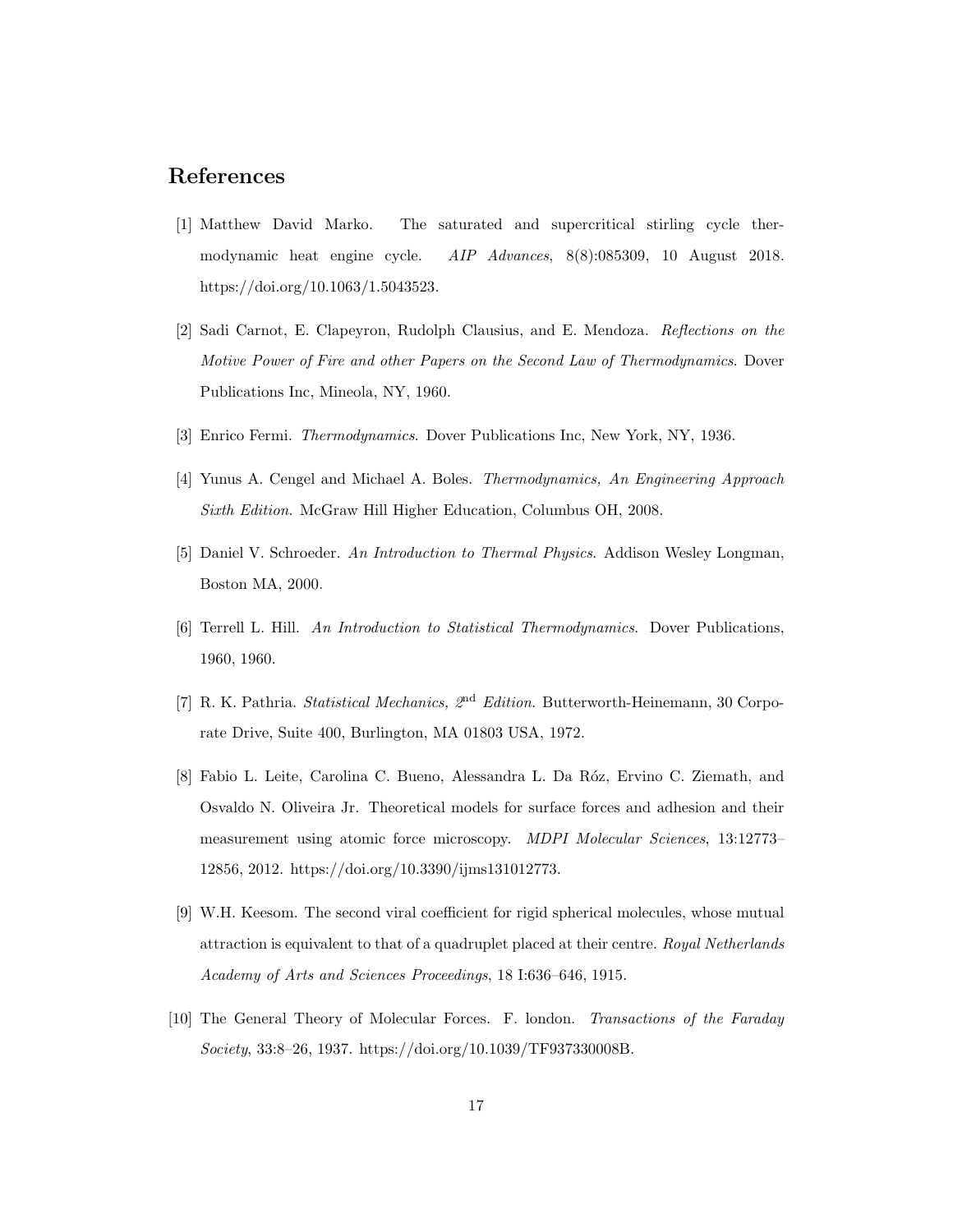## References

[1] Matthew David Marko. The saturated and supercritical stirling cycle thermodynamic heat engine cycle. *AIP Advances*, 8(8):085309, 10 August 2018. https://doi.org/10.1063/1.5043523.

[2] Sadi Carnot, E. Clapeyron, Rudolph Clausius, and E. Mendoza. *Reflections on the Motive Power of Fire and other Papers on the Second Law of Thermodynamics*. Dover Publications Inc, Mineola, NY, 1960.

[3] Enrico Fermi. *Thermodynamics*. Dover Publications Inc, New York, NY, 1936.

[4] Yunus A. Cengel and Michael A. Boles. *Thermodynamics, An Engineering Approach Sixth Edition*. McGraw Hill Higher Education, Columbus OH, 2008.

[5] Daniel V. Schroeder. *An Introduction to Thermal Physics*. Addison Wesley Longman, Boston MA, 2000.

[6] Terrell L. Hill. *An Introduction to Statistical Thermodynamics*. Dover Publications, 1960, 1960.

[7] R. K. Pathria. *Statistical Mechanics, $2^{\text{nd}}$ Edition*. Butterworth-Heinemann, 30 Corporate Drive, Suite 400, Burlington, MA 01803 USA, 1972.

[8] Fabio L. Leite, Carolina C. Bueno, Alessandra L. Da Róz, Ervino C. Ziemath, and Osvaldo N. Oliveira Jr. Theoretical models for surface forces and adhesion and their measurement using atomic force microscopy. *MDPI Molecular Sciences*, 13:12773–12856, 2012. https://doi.org/10.3390/ijms131012773.

[9] W.H. Keesom. The second viral coefficient for rigid spherical molecules, whose mutual attraction is equivalent to that of a quadruplet placed at their centre. *Royal Netherlands Academy of Arts and Sciences Proceedings*, 18 I:636–646, 1915.

[10] The General Theory of Molecular Forces. F. london. *Transactions of the Faraday Society*, 33:8–26, 1937. https://doi.org/10.1039/TF937330008B.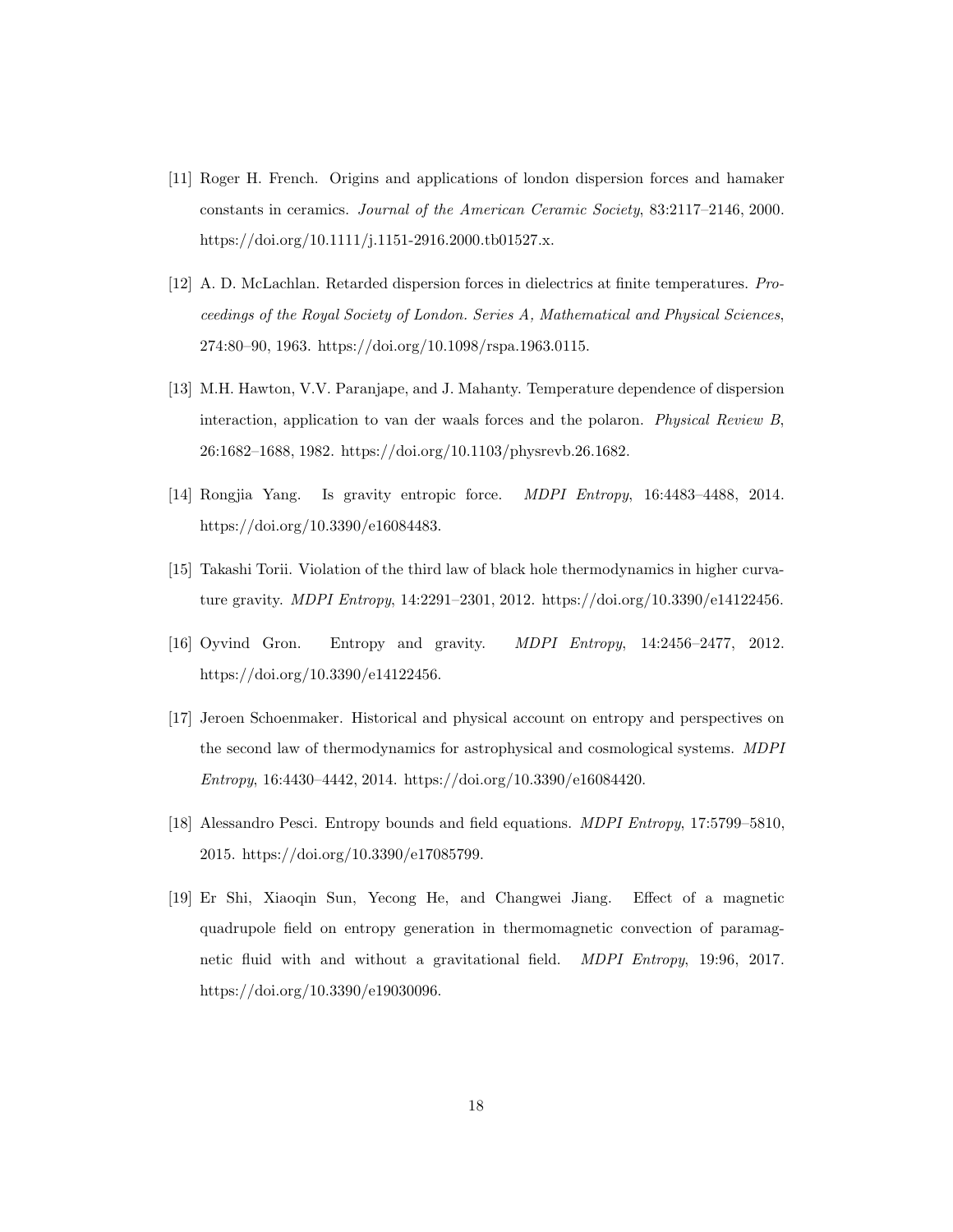[11] Roger H. French. Origins and applications of london dispersion forces and hamaker constants in ceramics. *Journal of the American Ceramic Society*, 83:2117–2146, 2000. https://doi.org/10.1111/j.1151-2916.2000.tb01527.x.

[12] A. D. McLachlan. Retarded dispersion forces in dielectrics at finite temperatures. *Proceedings of the Royal Society of London. Series A, Mathematical and Physical Sciences*, 274:80–90, 1963. https://doi.org/10.1098/rspa.1963.0115.

[13] M.H. Hawton, V.V. Paranjape, and J. Mahanty. Temperature dependence of dispersion interaction, application to van der waals forces and the polaron. *Physical Review B*, 26:1682–1688, 1982. https://doi.org/10.1103/physrevb.26.1682.

[14] Rongjia Yang. Is gravity entropic force. *MDPI Entropy*, 16:4483–4488, 2014. https://doi.org/10.3390/e16084483.

[15] Takashi Torii. Violation of the third law of black hole thermodynamics in higher curvature gravity. *MDPI Entropy*, 14:2291–2301, 2012. https://doi.org/10.3390/e14122456.

[16] Oyvind Gron. Entropy and gravity. *MDPI Entropy*, 14:2456–2477, 2012. https://doi.org/10.3390/e14122456.

[17] Jeroen Schoenmaker. Historical and physical account on entropy and perspectives on the second law of thermodynamics for astrophysical and cosmological systems. *MDPI Entropy*, 16:4430–4442, 2014. https://doi.org/10.3390/e16084420.

[18] Alessandro Pesci. Entropy bounds and field equations. *MDPI Entropy*, 17:5799–5810, 2015. https://doi.org/10.3390/e17085799.

[19] Er Shi, Xiaoqin Sun, Yecong He, and Changwei Jiang. Effect of a magnetic quadrupole field on entropy generation in thermomagnetic convection of paramagnetic fluid with and without a gravitational field. *MDPI Entropy*, 19:96, 2017. https://doi.org/10.3390/e19030096.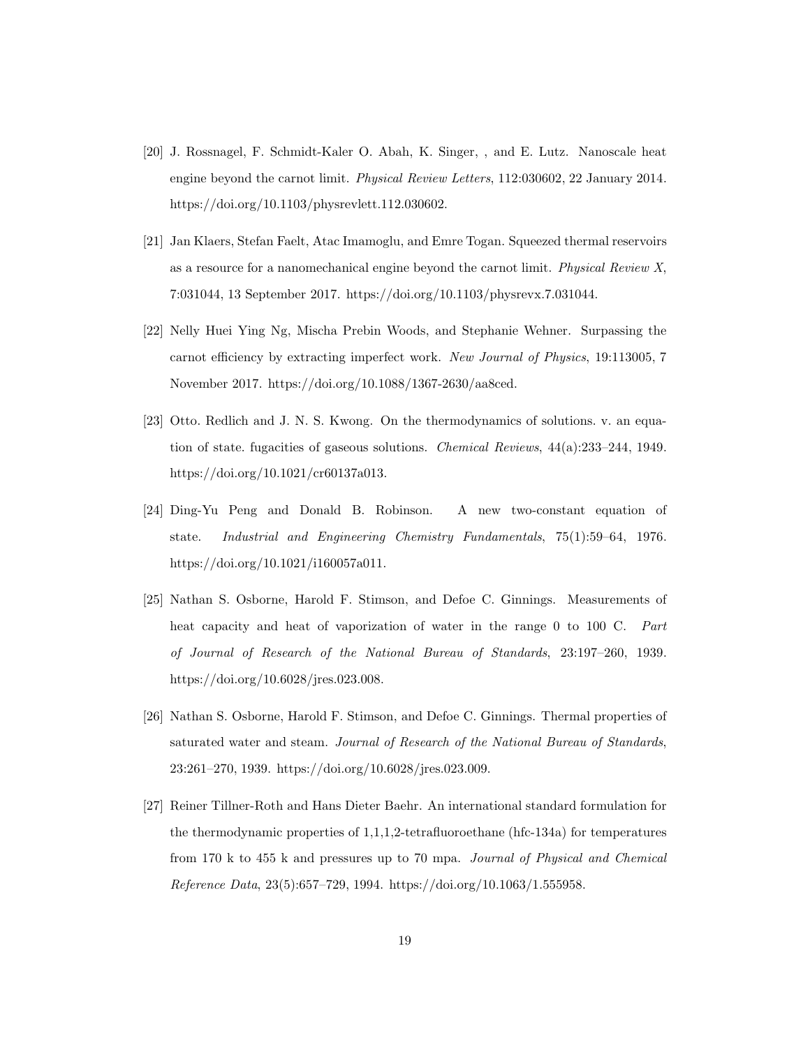[20] J. Rossnagel, F. Schmidt-Kaler O. Abah, K. Singer, , and E. Lutz. Nanoscale heat engine beyond the carnot limit. *Physical Review Letters*, 112:030602, 22 January 2014. https://doi.org/10.1103/physrevlett.112.030602.

[21] Jan Klaers, Stefan Faelt, Atac Imamoglu, and Emre Togan. Squeezed thermal reservoirs as a resource for a nanomechanical engine beyond the carnot limit. *Physical Review X*, 7:031044, 13 September 2017. https://doi.org/10.1103/physrevx.7.031044.

[22] Nelly Huei Ying Ng, Mischa Prebin Woods, and Stephanie Wehner. Surpassing the carnot efficiency by extracting imperfect work. *New Journal of Physics*, 19:113005, 7 November 2017. https://doi.org/10.1088/1367-2630/aa8ced.

[23] Otto. Redlich and J. N. S. Kwong. On the thermodynamics of solutions. v. an equation of state. fugacities of gaseous solutions. *Chemical Reviews*, 44(a):233–244, 1949. https://doi.org/10.1021/cr60137a013.

[24] Ding-Yu Peng and Donald B. Robinson. A new two-constant equation of state. *Industrial and Engineering Chemistry Fundamentals*, 75(1):59–64, 1976. https://doi.org/10.1021/i160057a011.

[25] Nathan S. Osborne, Harold F. Stimson, and Defoe C. Ginnings. Measurements of heat capacity and heat of vaporization of water in the range 0 to 100 C. *Part of Journal of Research of the National Bureau of Standards*, 23:197–260, 1939. https://doi.org/10.6028/jres.023.008.

[26] Nathan S. Osborne, Harold F. Stimson, and Defoe C. Ginnings. Thermal properties of saturated water and steam. *Journal of Research of the National Bureau of Standards*, 23:261–270, 1939. https://doi.org/10.6028/jres.023.009.

[27] Reiner Tillner-Roth and Hans Dieter Baehr. An international standard formulation for the thermodynamic properties of 1,1,1,2-tetrafluoroethane (hfc-134a) for temperatures from 170 k to 455 k and pressures up to 70 mpa. *Journal of Physical and Chemical Reference Data*, 23(5):657–729, 1994. https://doi.org/10.1063/1.555958.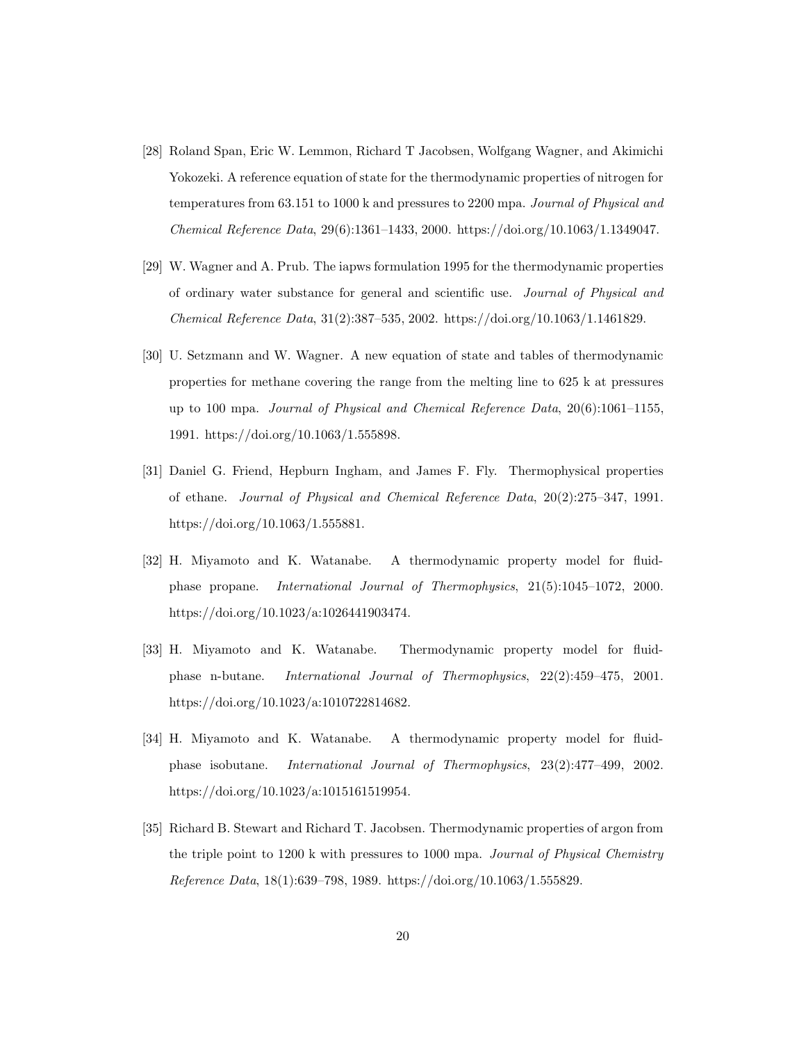[28] Roland Span, Eric W. Lemmon, Richard T Jacobsen, Wolfgang Wagner, and Akimichi Yokozeki. A reference equation of state for the thermodynamic properties of nitrogen for temperatures from 63.151 to 1000 k and pressures to 2200 mpa. *Journal of Physical and Chemical Reference Data*, 29(6):1361–1433, 2000. https://doi.org/10.1063/1.1349047.

[29] W. Wagner and A. Prub. The iapws formulation 1995 for the thermodynamic properties of ordinary water substance for general and scientific use. *Journal of Physical and Chemical Reference Data*, 31(2):387–535, 2002. https://doi.org/10.1063/1.1461829.

[30] U. Setzmann and W. Wagner. A new equation of state and tables of thermodynamic properties for methane covering the range from the melting line to 625 k at pressures up to 100 mpa. *Journal of Physical and Chemical Reference Data*, 20(6):1061–1155, 1991. https://doi.org/10.1063/1.555898.

[31] Daniel G. Friend, Hepburn Ingham, and James F. Fly. Thermophysical properties of ethane. *Journal of Physical and Chemical Reference Data*, 20(2):275–347, 1991. https://doi.org/10.1063/1.555881.

[32] H. Miyamoto and K. Watanabe. A thermodynamic property model for fluid-phase propane. *International Journal of Thermophysics*, 21(5):1045–1072, 2000. https://doi.org/10.1023/a:1026441903474.

[33] H. Miyamoto and K. Watanabe. Thermodynamic property model for fluid-phase n-butane. *International Journal of Thermophysics*, 22(2):459–475, 2001. https://doi.org/10.1023/a:1010722814682.

[34] H. Miyamoto and K. Watanabe. A thermodynamic property model for fluid-phase isobutane. *International Journal of Thermophysics*, 23(2):477–499, 2002. https://doi.org/10.1023/a:1015161519954.

[35] Richard B. Stewart and Richard T. Jacobsen. Thermodynamic properties of argon from the triple point to 1200 k with pressures to 1000 mpa. *Journal of Physical Chemistry Reference Data*, 18(1):639–798, 1989. https://doi.org/10.1063/1.555829.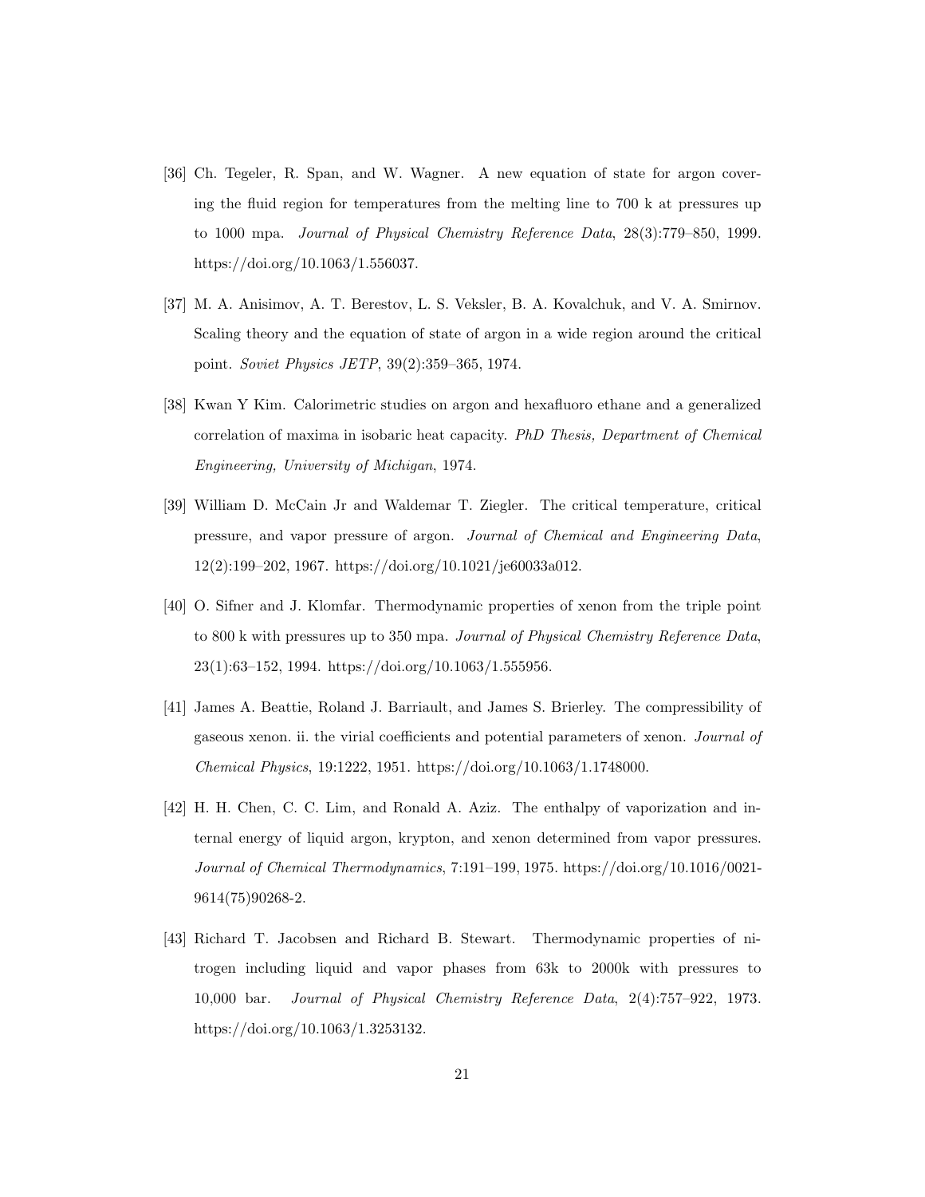[36] Ch. Tegeler, R. Span, and W. Wagner. A new equation of state for argon covering the fluid region for temperatures from the melting line to 700 k at pressures up to 1000 mpa. *Journal of Physical Chemistry Reference Data*, 28(3):779–850, 1999. https://doi.org/10.1063/1.556037.

[37] M. A. Anisimov, A. T. Berestov, L. S. Veksler, B. A. Kovalchuk, and V. A. Smirnov. Scaling theory and the equation of state of argon in a wide region around the critical point. *Soviet Physics JETP*, 39(2):359–365, 1974.

[38] Kwan Y Kim. Calorimetric studies on argon and hexafluoro ethane and a generalized correlation of maxima in isobaric heat capacity. *PhD Thesis, Department of Chemical Engineering, University of Michigan*, 1974.

[39] William D. McCain Jr and Waldemar T. Ziegler. The critical temperature, critical pressure, and vapor pressure of argon. *Journal of Chemical and Engineering Data*, 12(2):199–202, 1967. https://doi.org/10.1021/je60033a012.

[40] O. Sifner and J. Klomfar. Thermodynamic properties of xenon from the triple point to 800 k with pressures up to 350 mpa. *Journal of Physical Chemistry Reference Data*, 23(1):63–152, 1994. https://doi.org/10.1063/1.555956.

[41] James A. Beattie, Roland J. Barriault, and James S. Brierley. The compressibility of gaseous xenon. ii. the virial coefficients and potential parameters of xenon. *Journal of Chemical Physics*, 19:1222, 1951. https://doi.org/10.1063/1.1748000.

[42] H. H. Chen, C. C. Lim, and Ronald A. Aziz. The enthalpy of vaporization and internal energy of liquid argon, krypton, and xenon determined from vapor pressures. *Journal of Chemical Thermodynamics*, 7:191–199, 1975. https://doi.org/10.1016/0021-9614(75)90268-2.

[43] Richard T. Jacobsen and Richard B. Stewart. Thermodynamic properties of nitrogen including liquid and vapor phases from 63k to 2000k with pressures to 10,000 bar. *Journal of Physical Chemistry Reference Data*, 2(4):757–922, 1973. https://doi.org/10.1063/1.3253132.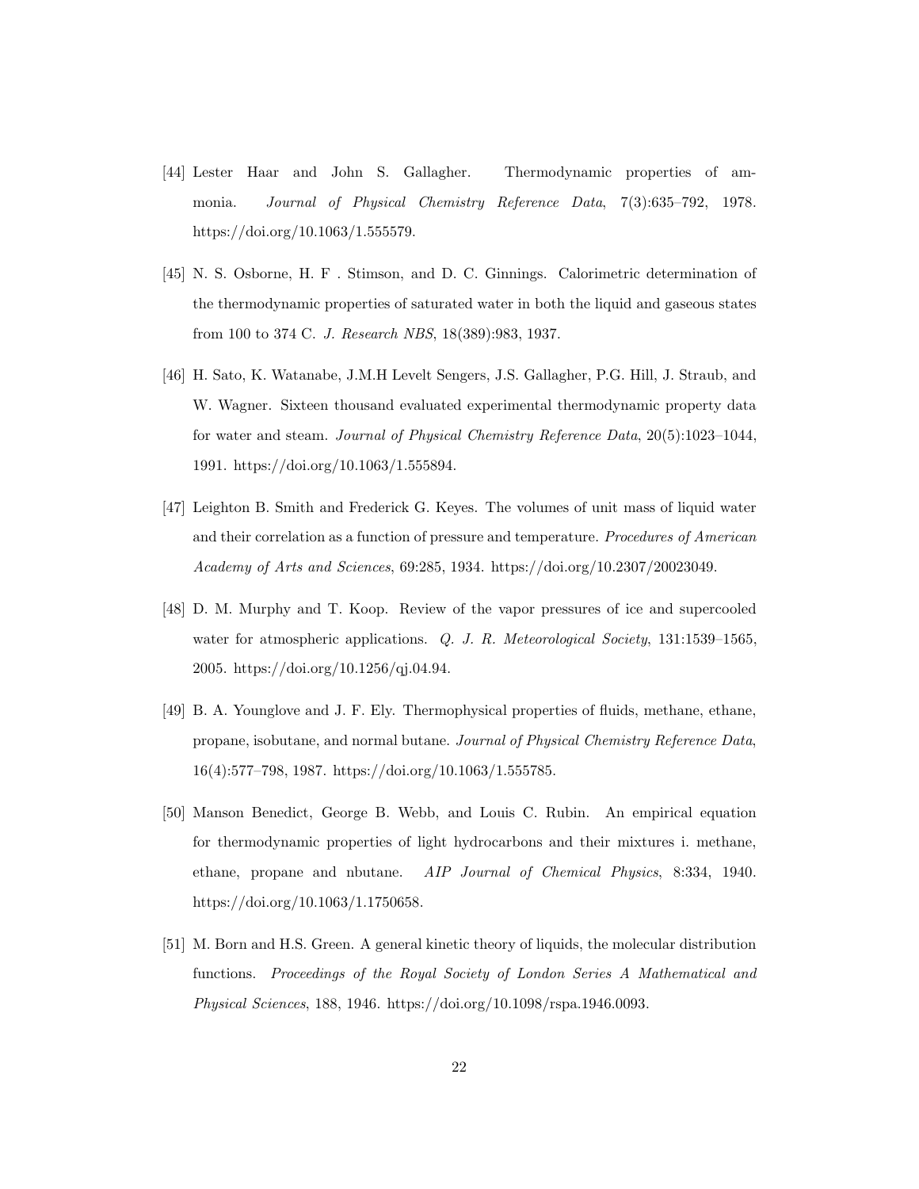[44] Lester Haar and John S. Gallagher. Thermodynamic properties of ammonia. *Journal of Physical Chemistry Reference Data*, 7(3):635–792, 1978. https://doi.org/10.1063/1.555579.

[45] N. S. Osborne, H. F . Stimson, and D. C. Ginnings. Calorimetric determination of the thermodynamic properties of saturated water in both the liquid and gaseous states from 100 to 374 C. *J. Research NBS*, 18(389):983, 1937.

[46] H. Sato, K. Watanabe, J.M.H Levelt Sengers, J.S. Gallagher, P.G. Hill, J. Straub, and W. Wagner. Sixteen thousand evaluated experimental thermodynamic property data for water and steam. *Journal of Physical Chemistry Reference Data*, 20(5):1023–1044, 1991. https://doi.org/10.1063/1.555894.

[47] Leighton B. Smith and Frederick G. Keyes. The volumes of unit mass of liquid water and their correlation as a function of pressure and temperature. *Procedures of American Academy of Arts and Sciences*, 69:285, 1934. https://doi.org/10.2307/20023049.

[48] D. M. Murphy and T. Koop. Review of the vapor pressures of ice and supercooled water for atmospheric applications. *Q. J. R. Meteorological Society*, 131:1539–1565, 2005. https://doi.org/10.1256/qj.04.94.

[49] B. A. Younglove and J. F. Ely. Thermophysical properties of fluids, methane, ethane, propane, isobutane, and normal butane. *Journal of Physical Chemistry Reference Data*, 16(4):577–798, 1987. https://doi.org/10.1063/1.555785.

[50] Manson Benedict, George B. Webb, and Louis C. Rubin. An empirical equation for thermodynamic properties of light hydrocarbons and their mixtures i. methane, ethane, propane and nbutane. *AIP Journal of Chemical Physics*, 8:334, 1940. https://doi.org/10.1063/1.1750658.

[51] M. Born and H.S. Green. A general kinetic theory of liquids, the molecular distribution functions. *Proceedings of the Royal Society of London Series A Mathematical and Physical Sciences*, 188, 1946. https://doi.org/10.1098/rspa.1946.0093.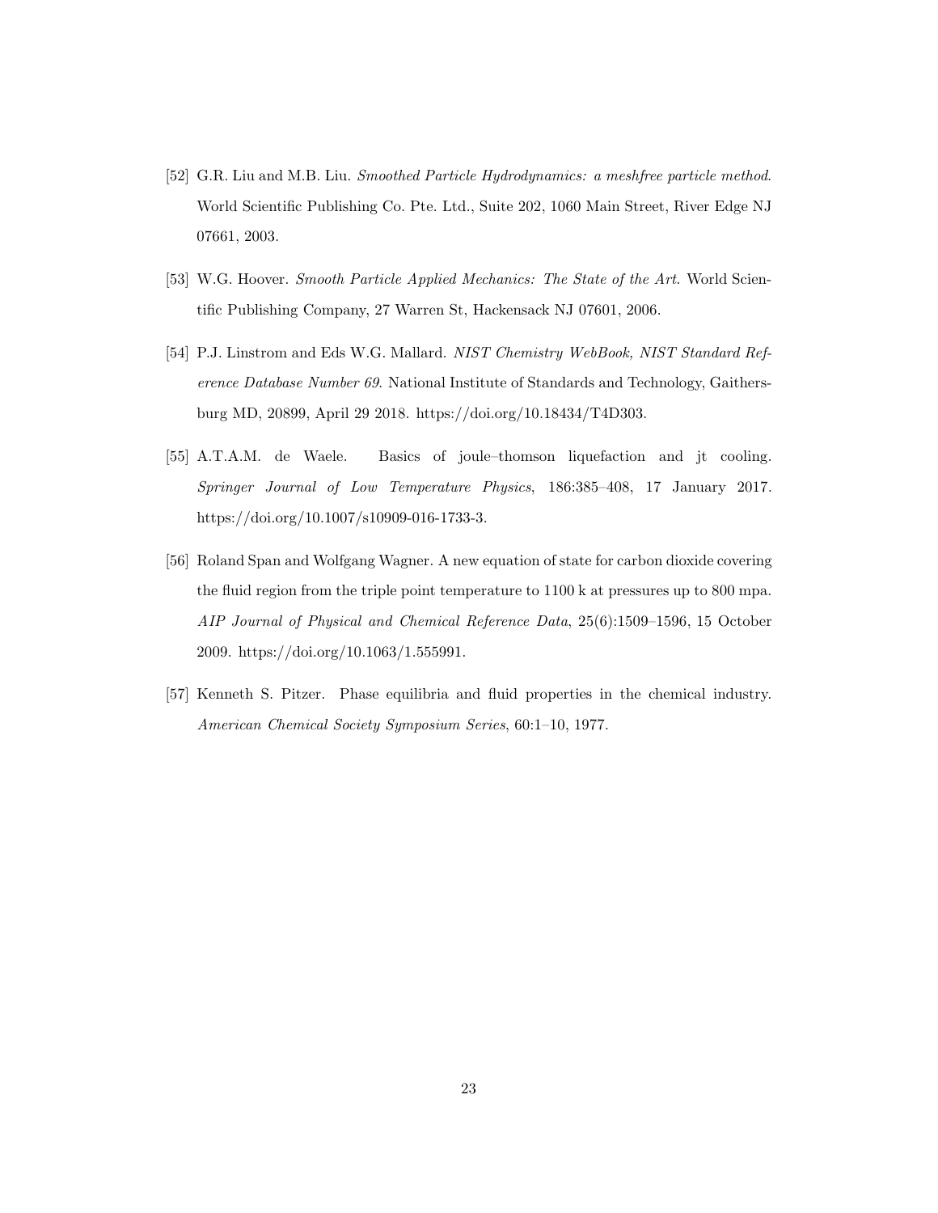[52] G.R. Liu and M.B. Liu. *Smoothed Particle Hydrodynamics: a meshfree particle method*. World Scientific Publishing Co. Pte. Ltd., Suite 202, 1060 Main Street, River Edge NJ 07661, 2003.

[53] W.G. Hoover. *Smooth Particle Applied Mechanics: The State of the Art*. World Scientific Publishing Company, 27 Warren St, Hackensack NJ 07601, 2006.

[54] P.J. Linstrom and Eds W.G. Mallard. *NIST Chemistry WebBook, NIST Standard Reference Database Number 69*. National Institute of Standards and Technology, Gaithersburg MD, 20899, April 29 2018. https://doi.org/10.18434/T4D303.

[55] A.T.A.M. de Waele. Basics of joule–thomson liquefaction and jt cooling. *Springer Journal of Low Temperature Physics*, 186:385–408, 17 January 2017. https://doi.org/10.1007/s10909-016-1733-3.

[56] Roland Span and Wolfgang Wagner. A new equation of state for carbon dioxide covering the fluid region from the triple point temperature to 1100 k at pressures up to 800 mpa. *AIP Journal of Physical and Chemical Reference Data*, 25(6):1509–1596, 15 October 2009. https://doi.org/10.1063/1.555991.

[57] Kenneth S. Pitzer. Phase equilibria and fluid properties in the chemical industry. *American Chemical Society Symposium Series*, 60:1–10, 1977.